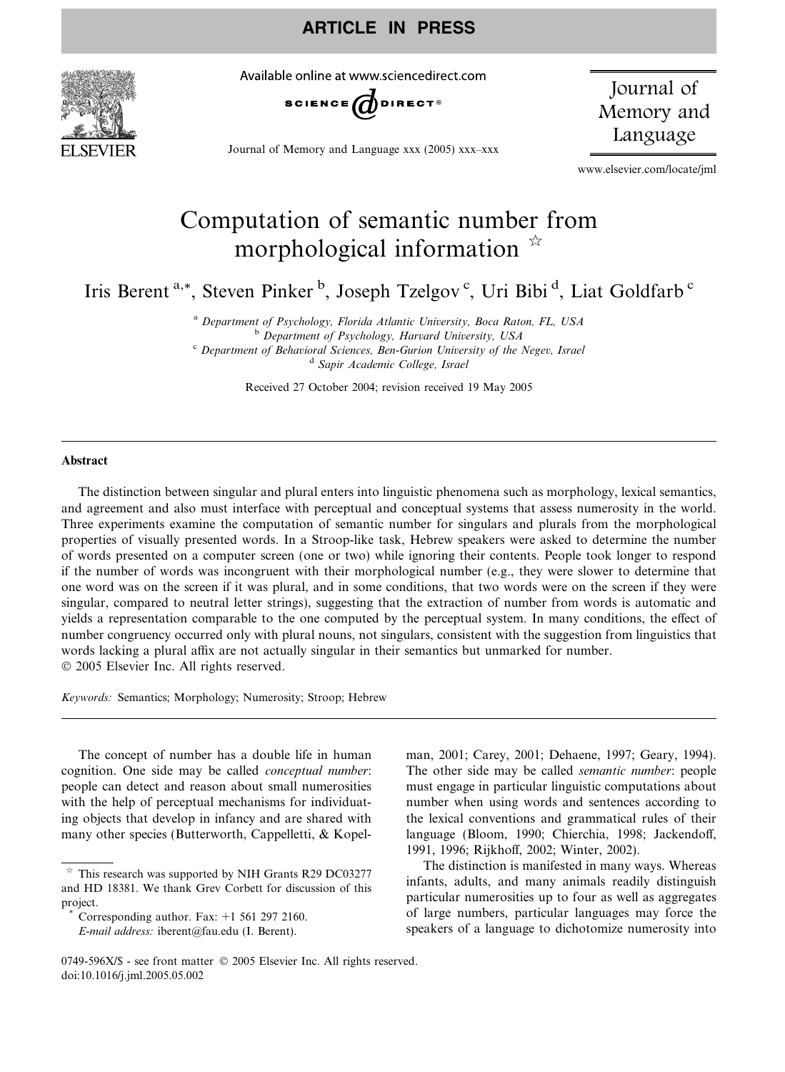# Computation of semantic number from morphological information ☆

Iris Berent [a,*], Steven Pinker [b], Joseph Tzelgov [c], Uri Bibi [d], Liat Goldfarb [c]

[a] Department of Psychology, Florida Atlantic University, Boca Raton, FL, USA
[b] Department of Psychology, Harvard University, USA
[c] Department of Behavioral Sciences, Ben-Gurion University of the Negev, Israel
[d] Sapir Academic College, Israel

Received 27 October 2004; revision received 19 May 2005

## Abstract

The distinction between singular and plural enters into linguistic phenomena such as morphology, lexical semantics, and agreement and also must interface with perceptual and conceptual systems that assess numerosity in the world. Three experiments examine the computation of semantic number for singulars and plurals from the morphological properties of visually presented words. In a Stroop-like task, Hebrew speakers were asked to determine the number of words presented on a computer screen (one or two) while ignoring their contents. People took longer to respond if the number of words was incongruent with their morphological number (e.g., they were slower to determine that one word was on the screen if it was plural, and in some conditions, that two words were on the screen if they were singular, compared to neutral letter strings), suggesting that the extraction of number from words is automatic and yields a representation comparable to the one computed by the perceptual system. In many conditions, the effect of number congruency occurred only with plural nouns, not singulars, consistent with the suggestion from linguistics that words lacking a plural affix are not actually singular in their semantics but unmarked for number.

© 2005 Elsevier Inc. All rights reserved.

*Keywords:* Semantics; Morphology; Numerosity; Stroop; Hebrew

The concept of number has a double life in human cognition. One side may be called *conceptual number*: people can detect and reason about small numerosities with the help of perceptual mechanisms for individuating objects that develop in infancy and are shared with many other species (Butterworth, Cappelletti, & Kopelman, 2001; Carey, 2001; Dehaene, 1997; Geary, 1994). The other side may be called *semantic number*: people must engage in particular linguistic computations about number when using words and sentences according to the lexical conventions and grammatical rules of their language (Bloom, 1990; Chierchia, 1998; Jackendoff, 1991, 1996; Rijkhoff, 2002; Winter, 2002).

The distinction is manifested in many ways. Whereas infants, adults, and many animals readily distinguish particular numerosities up to four as well as aggregates of large numbers, particular languages may force the speakers of a language to dichotomize numerosity into

☆ This research was supported by NIH Grants R29 DC03277 and HD 18381. We thank Grev Corbett for discussion of this project.

\* Corresponding author. Fax: +1 561 297 2160.
*E-mail address:* iberent@fau.edu (I. Berent).

0749-596X/$ - see front matter © 2005 Elsevier Inc. All rights reserved.
doi:10.1016/j.jml.2005.05.002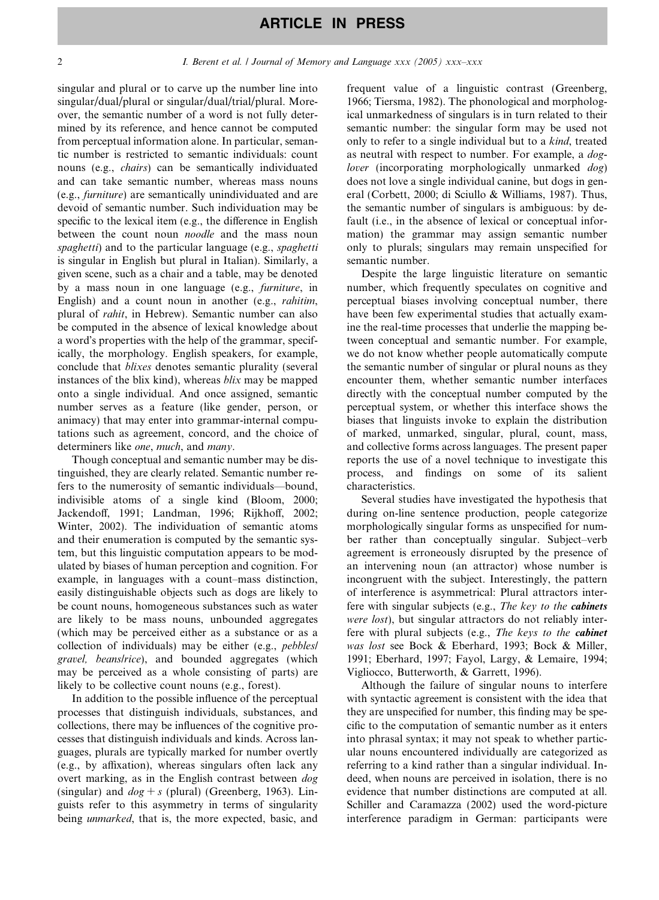singular and plural or to carve up the number line into singular/dual/plural or singular/dual/trial/plural. Moreover, the semantic number of a word is not fully determined by its reference, and hence cannot be computed from perceptual information alone. In particular, semantic number is restricted to semantic individuals: count nouns (e.g., *chairs*) can be semantically individuated and can take semantic number, whereas mass nouns (e.g., *furniture*) are semantically unindividuated and are devoid of semantic number. Such individuation may be specific to the lexical item (e.g., the difference in English between the count noun *noodle* and the mass noun *spaghetti*) and to the particular language (e.g., *spaghetti* is singular in English but plural in Italian). Similarly, a given scene, such as a chair and a table, may be denoted by a mass noun in one language (e.g., *furniture*, in English) and a count noun in another (e.g., *rahitim*, plural of *rahit*, in Hebrew). Semantic number can also be computed in the absence of lexical knowledge about a word's properties with the help of the grammar, specifically, the morphology. English speakers, for example, conclude that *blixes* denotes semantic plurality (several instances of the blix kind), whereas *blix* may be mapped onto a single individual. And once assigned, semantic number serves as a feature (like gender, person, or animacy) that may enter into grammar-internal computations such as agreement, concord, and the choice of determiners like *one*, *much*, and *many*.

Though conceptual and semantic number may be distinguished, they are clearly related. Semantic number refers to the numerosity of semantic individuals—bound, indivisible atoms of a single kind (Bloom, 2000; Jackendoff, 1991; Landman, 1996; Rijkhoff, 2002; Winter, 2002). The individuation of semantic atoms and their enumeration is computed by the semantic system, but this linguistic computation appears to be modulated by biases of human perception and cognition. For example, in languages with a count–mass distinction, easily distinguishable objects such as dogs are likely to be count nouns, homogeneous substances such as water are likely to be mass nouns, unbounded aggregates (which may be perceived either as a substance or as a collection of individuals) may be either (e.g., *pebbles/gravel, beans/rice*), and bounded aggregates (which may be perceived as a whole consisting of parts) are likely to be collective count nouns (e.g., forest).

In addition to the possible influence of the perceptual processes that distinguish individuals, substances, and collections, there may be influences of the cognitive processes that distinguish individuals and kinds. Across languages, plurals are typically marked for number overtly (e.g., by affixation), whereas singulars often lack any overt marking, as in the English contrast between *dog* (singular) and *dog* + *s* (plural) (Greenberg, 1963). Linguists refer to this asymmetry in terms of singularity being *unmarked*, that is, the more expected, basic, and frequent value of a linguistic contrast (Greenberg, 1966; Tiersma, 1982). The phonological and morphological unmarkedness of singulars is in turn related to their semantic number: the singular form may be used not only to refer to a single individual but to a *kind*, treated as neutral with respect to number. For example, a *dog-lover* (incorporating morphologically unmarked *dog*) does not love a single individual canine, but dogs in general (Corbett, 2000; di Sciullo & Williams, 1987). Thus, the semantic number of singulars is ambiguous: by default (i.e., in the absence of lexical or conceptual information) the grammar may assign semantic number only to plurals; singulars may remain unspecified for semantic number.

Despite the large linguistic literature on semantic number, which frequently speculates on cognitive and perceptual biases involving conceptual number, there have been few experimental studies that actually examine the real-time processes that underlie the mapping between conceptual and semantic number. For example, we do not know whether people automatically compute the semantic number of singular or plural nouns as they encounter them, whether semantic number interfaces directly with the conceptual number computed by the perceptual system, or whether this interface shows the biases that linguists invoke to explain the distribution of marked, unmarked, singular, plural, count, mass, and collective forms across languages. The present paper reports the use of a novel technique to investigate this process, and findings on some of its salient characteristics.

Several studies have investigated the hypothesis that during on-line sentence production, people categorize morphologically singular forms as unspecified for number rather than conceptually singular. Subject–verb agreement is erroneously disrupted by the presence of an intervening noun (an attractor) whose number is incongruent with the subject. Interestingly, the pattern of interference is asymmetrical: Plural attractors interfere with singular subjects (e.g., *The key to the* ***cabinets*** *were lost*), but singular attractors do not reliably interfere with plural subjects (e.g., *The keys to the* ***cabinet*** *was lost* see Bock & Eberhard, 1993; Bock & Miller, 1991; Eberhard, 1997; Fayol, Largy, & Lemaire, 1994; Vigliocco, Butterworth, & Garrett, 1996).

Although the failure of singular nouns to interfere with syntactic agreement is consistent with the idea that they are unspecified for number, this finding may be specific to the computation of semantic number as it enters into phrasal syntax; it may not speak to whether particular nouns encountered individually are categorized as referring to a kind rather than a singular individual. Indeed, when nouns are perceived in isolation, there is no evidence that number distinctions are computed at all. Schiller and Caramazza (2002) used the word-picture interference paradigm in German: participants were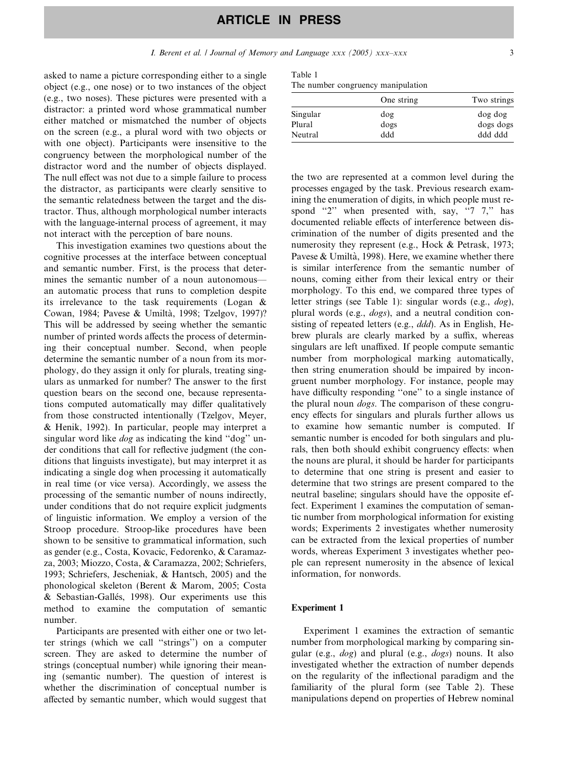asked to name a picture corresponding either to a single object (e.g., one nose) or to two instances of the object (e.g., two noses). These pictures were presented with a distractor: a printed word whose grammatical number either matched or mismatched the number of objects on the screen (e.g., a plural word with two objects or with one object). Participants were insensitive to the congruency between the morphological number of the distractor word and the number of objects displayed. The null effect was not due to a simple failure to process the distractor, as participants were clearly sensitive to the semantic relatedness between the target and the distractor. Thus, although morphological number interacts with the language-internal process of agreement, it may not interact with the perception of bare nouns.

This investigation examines two questions about the cognitive processes at the interface between conceptual and semantic number. First, is the process that determines the semantic number of a noun autonomous—an automatic process that runs to completion despite its irrelevance to the task requirements (Logan & Cowan, 1984; Pavese & Umiltà, 1998; Tzelgov, 1997)? This will be addressed by seeing whether the semantic number of printed words affects the process of determining their conceptual number. Second, when people determine the semantic number of a noun from its morphology, do they assign it only for plurals, treating singulars as unmarked for number? The answer to the first question bears on the second one, because representations computed automatically may differ qualitatively from those constructed intentionally (Tzelgov, Meyer, & Henik, 1992). In particular, people may interpret a singular word like *dog* as indicating the kind "dog" under conditions that call for reflective judgment (the conditions that linguists investigate), but may interpret it as indicating a single dog when processing it automatically in real time (or vice versa). Accordingly, we assess the processing of the semantic number of nouns indirectly, under conditions that do not require explicit judgments of linguistic information. We employ a version of the Stroop procedure. Stroop-like procedures have been shown to be sensitive to grammatical information, such as gender (e.g., Costa, Kovacic, Fedorenko, & Caramazza, 2003; Miozzo, Costa, & Caramazza, 2002; Schriefers, 1993; Schriefers, Jescheniak, & Hantsch, 2005) and the phonological skeleton (Berent & Marom, 2005; Costa & Sebastian-Gallés, 1998). Our experiments use this method to examine the computation of semantic number.

Participants are presented with either one or two letter strings (which we call "strings") on a computer screen. They are asked to determine the number of strings (conceptual number) while ignoring their meaning (semantic number). The question of interest is whether the discrimination of conceptual number is affected by semantic number, which would suggest that the two are represented at a common level during the processes engaged by the task. Previous research examining the enumeration of digits, in which people must respond "2" when presented with, say, "7 7," has documented reliable effects of interference between discrimination of the number of digits presented and the numerosity they represent (e.g., Hock & Petrask, 1973; Pavese & Umiltà, 1998). Here, we examine whether there is similar interference from the semantic number of nouns, coming either from their lexical entry or their morphology. To this end, we compared three types of letter strings (see Table 1): singular words (e.g., *dog*), plural words (e.g., *dogs*), and a neutral condition consisting of repeated letters (e.g., *ddd*). As in English, Hebrew plurals are clearly marked by a suffix, whereas singulars are left unaffixed. If people compute semantic number from morphological marking automatically, then string enumeration should be impaired by incongruent number morphology. For instance, people may have difficulty responding "one" to a single instance of the plural noun *dogs*. The comparison of these congruency effects for singulars and plurals further allows us to examine how semantic number is computed. If semantic number is encoded for both singulars and plurals, then both should exhibit congruency effects: when the nouns are plural, it should be harder for participants to determine that one string is present and easier to determine that two strings are present compared to the neutral baseline; singulars should have the opposite effect. Experiment 1 examines the computation of semantic number from morphological information for existing words; Experiments 2 investigates whether numerosity can be extracted from the lexical properties of number words, whereas Experiment 3 investigates whether people can represent numerosity in the absence of lexical information, for nonwords.

Table 1
The number congruency manipulation

| | One string | Two strings |
|---|---|---|
| Singular | dog | dog dog |
| Plural | dogs | dogs dogs |
| Neutral | ddd | ddd ddd |

## Experiment 1

Experiment 1 examines the extraction of semantic number from morphological marking by comparing singular (e.g., *dog*) and plural (e.g., *dogs*) nouns. It also investigated whether the extraction of number depends on the regularity of the inflectional paradigm and the familiarity of the plural form (see Table 2). These manipulations depend on properties of Hebrew nominal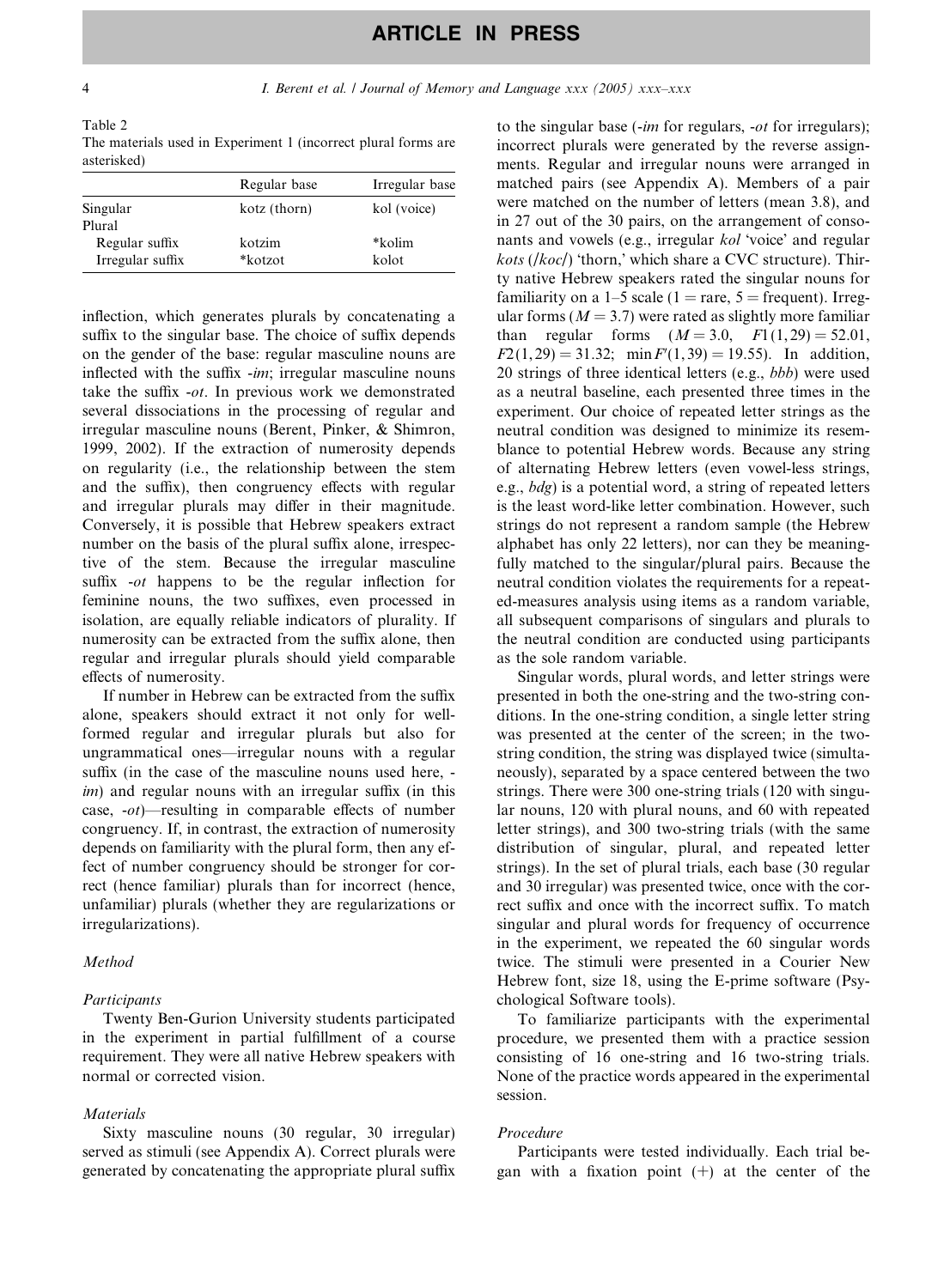Table 2
The materials used in Experiment 1 (incorrect plural forms are asterisked)

| | Regular base | Irregular base |
|---|---|---|
| Singular | kotz (thorn) | kol (voice) |
| Plural | | |
| Regular suffix | kotzim | *kolim |
| Irregular suffix | *kotzot | kolot |

inflection, which generates plurals by concatenating a suffix to the singular base. The choice of suffix depends on the gender of the base: regular masculine nouns are inflected with the suffix *-im*; irregular masculine nouns take the suffix *-ot*. In previous work we demonstrated several dissociations in the processing of regular and irregular masculine nouns (Berent, Pinker, & Shimron, 1999, 2002). If the extraction of numerosity depends on regularity (i.e., the relationship between the stem and the suffix), then congruency effects with regular and irregular plurals may differ in their magnitude. Conversely, it is possible that Hebrew speakers extract number on the basis of the plural suffix alone, irrespective of the stem. Because the irregular masculine suffix *-ot* happens to be the regular inflection for feminine nouns, the two suffixes, even processed in isolation, are equally reliable indicators of plurality. If numerosity can be extracted from the suffix alone, then regular and irregular plurals should yield comparable effects of numerosity.

If number in Hebrew can be extracted from the suffix alone, speakers should extract it not only for well-formed regular and irregular plurals but also for ungrammatical ones—irregular nouns with a regular suffix (in the case of the masculine nouns used here, *-im*) and regular nouns with an irregular suffix (in this case, *-ot*)—resulting in comparable effects of number congruency. If, in contrast, the extraction of numerosity depends on familiarity with the plural form, then any effect of number congruency should be stronger for correct (hence familiar) plurals than for incorrect (hence, unfamiliar) plurals (whether they are regularizations or irregularizations).

### Method

#### Participants

Twenty Ben-Gurion University students participated in the experiment in partial fulfillment of a course requirement. They were all native Hebrew speakers with normal or corrected vision.

#### Materials

Sixty masculine nouns (30 regular, 30 irregular) served as stimuli (see Appendix A). Correct plurals were generated by concatenating the appropriate plural suffix to the singular base (*-im* for regulars, *-ot* for irregulars); incorrect plurals were generated by the reverse assignments. Regular and irregular nouns were arranged in matched pairs (see Appendix A). Members of a pair were matched on the number of letters (mean 3.8), and in 27 out of the 30 pairs, on the arrangement of consonants and vowels (e.g., irregular *kol* 'voice' and regular *kots* (/*koc*/) 'thorn,' which share a CVC structure). Thirty native Hebrew speakers rated the singular nouns for familiarity on a 1–5 scale (1 = rare, 5 = frequent). Irregular forms ($M = 3.7$) were rated as slightly more familiar than regular forms ($M = 3.0$, $F1(1,29) = 52.01$, $F2(1,29) = 31.32$; $\min F'(1,39) = 19.55$). In addition, 20 strings of three identical letters (e.g., *bbb*) were used as a neutral baseline, each presented three times in the experiment. Our choice of repeated letter strings as the neutral condition was designed to minimize its resemblance to potential Hebrew words. Because any string of alternating Hebrew letters (even vowel-less strings, e.g., *bdg*) is a potential word, a string of repeated letters is the least word-like letter combination. However, such strings do not represent a random sample (the Hebrew alphabet has only 22 letters), nor can they be meaningfully matched to the singular/plural pairs. Because the neutral condition violates the requirements for a repeated-measures analysis using items as a random variable, all subsequent comparisons of singulars and plurals to the neutral condition are conducted using participants as the sole random variable.

Singular words, plural words, and letter strings were presented in both the one-string and the two-string conditions. In the one-string condition, a single letter string was presented at the center of the screen; in the two-string condition, the string was displayed twice (simultaneously), separated by a space centered between the two strings. There were 300 one-string trials (120 with singular nouns, 120 with plural nouns, and 60 with repeated letter strings), and 300 two-string trials (with the same distribution of singular, plural, and repeated letter strings). In the set of plural trials, each base (30 regular and 30 irregular) was presented twice, once with the correct suffix and once with the incorrect suffix. To match singular and plural words for frequency of occurrence in the experiment, we repeated the 60 singular words twice. The stimuli were presented in a Courier New Hebrew font, size 18, using the E-prime software (Psychological Software tools).

To familiarize participants with the experimental procedure, we presented them with a practice session consisting of 16 one-string and 16 two-string trials. None of the practice words appeared in the experimental session.

#### Procedure

Participants were tested individually. Each trial began with a fixation point (+) at the center of the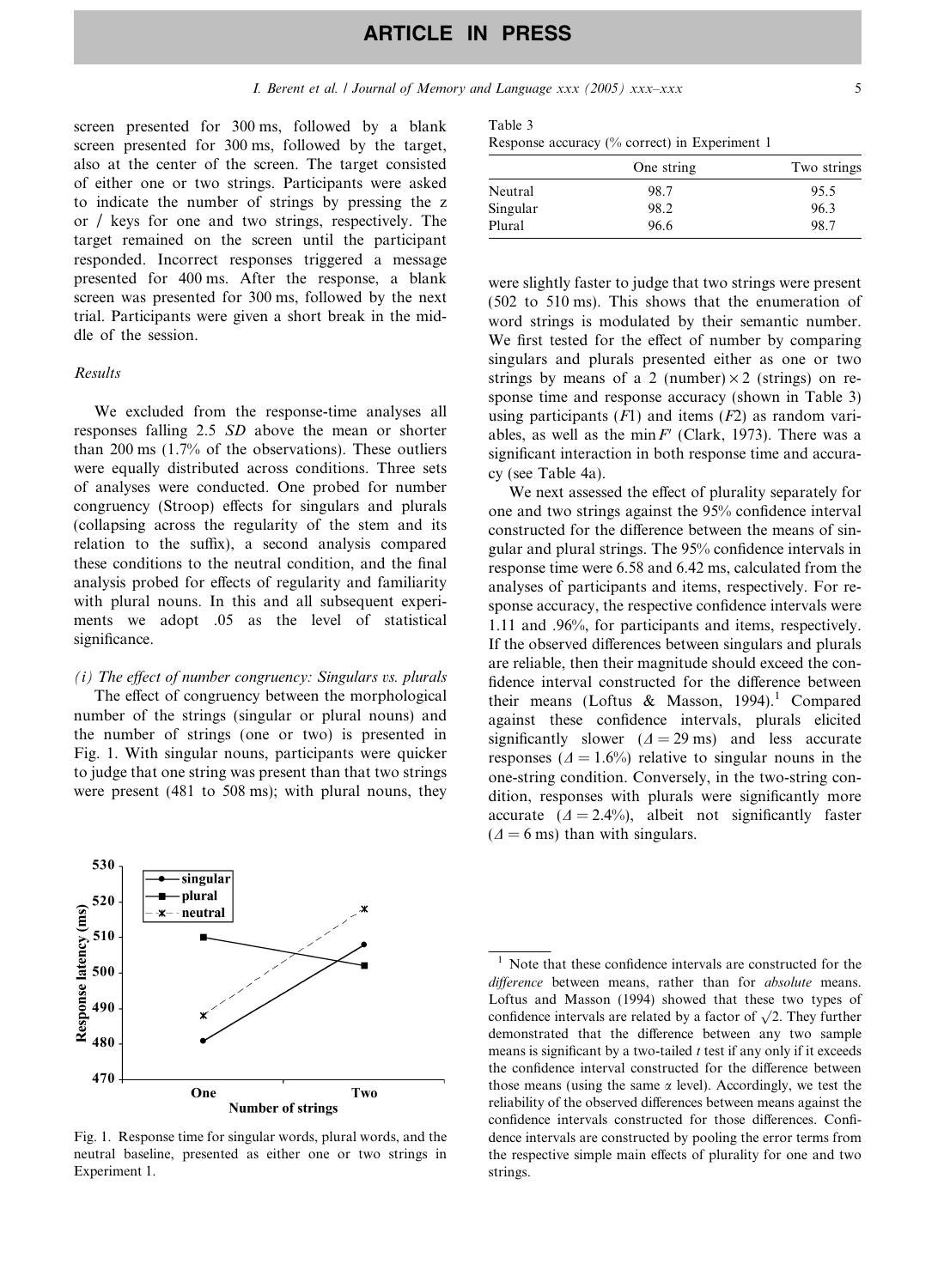screen presented for 300 ms, followed by a blank screen presented for 300 ms, followed by the target, also at the center of the screen. The target consisted of either one or two strings. Participants were asked to indicate the number of strings by pressing the z or / keys for one and two strings, respectively. The target remained on the screen until the participant responded. Incorrect responses triggered a message presented for 400 ms. After the response, a blank screen was presented for 300 ms, followed by the next trial. Participants were given a short break in the middle of the session.

### Results

We excluded from the response-time analyses all responses falling 2.5 *SD* above the mean or shorter than 200 ms (1.7% of the observations). These outliers were equally distributed across conditions. Three sets of analyses were conducted. One probed for number congruency (Stroop) effects for singulars and plurals (collapsing across the regularity of the stem and its relation to the suffix), a second analysis compared these conditions to the neutral condition, and the final analysis probed for effects of regularity and familiarity with plural nouns. In this and all subsequent experiments we adopt .05 as the level of statistical significance.

*(i) The effect of number congruency: Singulars vs. plurals*

The effect of congruency between the morphological number of the strings (singular or plural nouns) and the number of strings (one or two) is presented in Fig. 1. With singular nouns, participants were quicker to judge that one string was present than that two strings were present (481 to 508 ms); with plural nouns, they were slightly faster to judge that two strings were present (502 to 510 ms). This shows that the enumeration of word strings is modulated by their semantic number. We first tested for the effect of number by comparing singulars and plurals presented either as one or two strings by means of a 2 (number) × 2 (strings) on response time and response accuracy (shown in Table 3) using participants ($F1$) and items ($F2$) as random variables, as well as the $\min F'$ (Clark, 1973). There was a significant interaction in both response time and accuracy (see Table 4a).

Fig. 1. Response time for singular words, plural words, and the neutral baseline, presented as either one or two strings in Experiment 1.

Table 3
Response accuracy (% correct) in Experiment 1

| | One string | Two strings |
|---|---|---|
| Neutral | 98.7 | 95.5 |
| Singular | 98.2 | 96.3 |
| Plural | 96.6 | 98.7 |

We next assessed the effect of plurality separately for one and two strings against the 95% confidence interval constructed for the difference between the means of singular and plural strings. The 95% confidence intervals in response time were 6.58 and 6.42 ms, calculated from the analyses of participants and items, respectively. For response accuracy, the respective confidence intervals were 1.11 and .96%, for participants and items, respectively. If the observed differences between singulars and plurals are reliable, then their magnitude should exceed the confidence interval constructed for the difference between their means (Loftus & Masson, 1994).[1] Compared against these confidence intervals, plurals elicited significantly slower ($\Delta = 29$ ms) and less accurate responses ($\Delta = 1.6\%$) relative to singular nouns in the one-string condition. Conversely, in the two-string condition, responses with plurals were significantly more accurate ($\Delta = 2.4\%$), albeit not significantly faster ($\Delta = 6$ ms) than with singulars.

[1] Note that these confidence intervals are constructed for the *difference* between means, rather than for *absolute* means. Loftus and Masson (1994) showed that these two types of confidence intervals are related by a factor of $\sqrt{2}$. They further demonstrated that the difference between any two sample means is significant by a two-tailed $t$ test if any only if it exceeds the confidence interval constructed for the difference between those means (using the same $\alpha$ level). Accordingly, we test the reliability of the observed differences between means against the confidence intervals constructed for those differences. Confidence intervals are constructed by pooling the error terms from the respective simple main effects of plurality for one and two strings.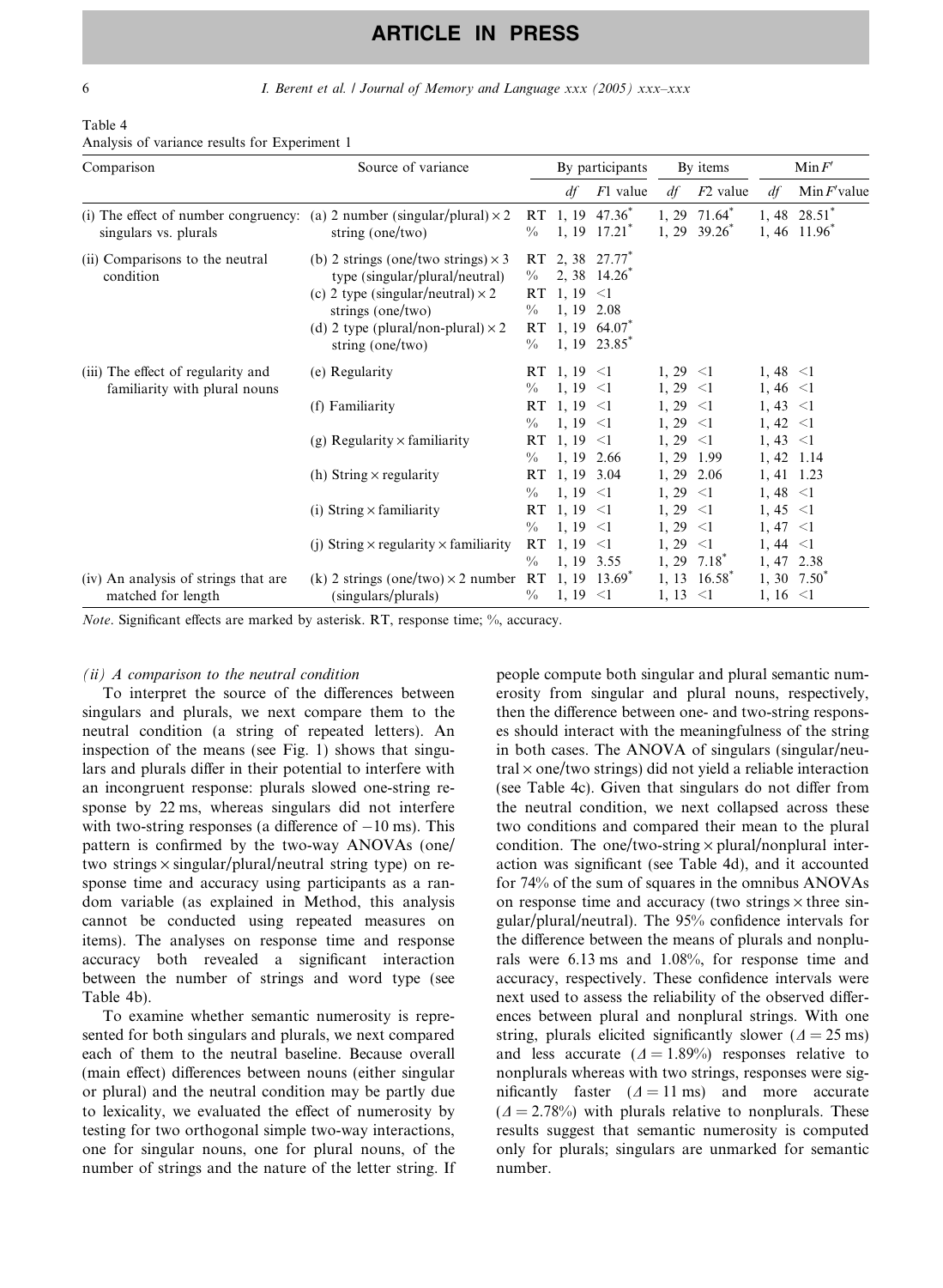Table 4
Analysis of variance results for Experiment 1

| Comparison | Source of variance | | By participants | | By items | | Min $F'$ | |
|---|---|---|---|---|---|---|---|---|
| | | | $df$ | $F1$ value | $df$ | $F2$ value | $df$ | Min $F'$value |
| (i) The effect of number congruency: singulars vs. plurals | (a) 2 number (singular/plural) × 2 string (one/two) | RT | 1, 19 | 47.36* | 1, 29 | 71.64* | 1, 48 | 28.51* |
| | | % | 1, 19 | 17.21* | 1, 29 | 39.26* | 1, 46 | 11.96* |
| (ii) Comparisons to the neutral condition | (b) 2 strings (one/two strings) × 3 type (singular/plural/neutral) | RT | 2, 38 | 27.77* | | | | |
| | | % | 2, 38 | 14.26* | | | | |
| | (c) 2 type (singular/neutral) × 2 strings (one/two) | RT | 1, 19 | <1 | | | | |
| | | % | 1, 19 | 2.08 | | | | |
| | (d) 2 type (plural/non-plural) × 2 string (one/two) | RT | 1, 19 | 64.07* | | | | |
| | | % | 1, 19 | 23.85* | | | | |
| (iii) The effect of regularity and familiarity with plural nouns | (e) Regularity | RT | 1, 19 | <1 | 1, 29 | <1 | 1, 48 | <1 |
| | | % | 1, 19 | <1 | 1, 29 | <1 | 1, 46 | <1 |
| | (f) Familiarity | RT | 1, 19 | <1 | 1, 29 | <1 | 1, 43 | <1 |
| | | % | 1, 19 | <1 | 1, 29 | <1 | 1, 42 | <1 |
| | (g) Regularity × familiarity | RT | 1, 19 | <1 | 1, 29 | <1 | 1, 43 | <1 |
| | | % | 1, 19 | 2.66 | 1, 29 | 1.99 | 1, 42 | 1.14 |
| | (h) String × regularity | RT | 1, 19 | 3.04 | 1, 29 | 2.06 | 1, 41 | 1.23 |
| | | % | 1, 19 | <1 | 1, 29 | <1 | 1, 48 | <1 |
| | (i) String × familiarity | RT | 1, 19 | <1 | 1, 29 | <1 | 1, 45 | <1 |
| | | % | 1, 19 | <1 | 1, 29 | <1 | 1, 47 | <1 |
| | (j) String × regularity × familiarity | RT | 1, 19 | <1 | 1, 29 | <1 | 1, 44 | <1 |
| | | % | 1, 19 | 3.55 | 1, 29 | 7.18* | 1, 47 | 2.38 |
| (iv) An analysis of strings that are matched for length | (k) 2 strings (one/two) × 2 number (singulars/plurals) | RT | 1, 19 | 13.69* | 1, 13 | 16.58* | 1, 30 | 7.50* |
| | | % | 1, 19 | <1 | 1, 13 | <1 | 1, 16 | <1 |

*Note.* Significant effects are marked by asterisk. RT, response time; %, accuracy.

*(ii) A comparison to the neutral condition*

To interpret the source of the differences between singulars and plurals, we next compare them to the neutral condition (a string of repeated letters). An inspection of the means (see Fig. 1) shows that singulars and plurals differ in their potential to interfere with an incongruent response: plurals slowed one-string response by 22 ms, whereas singulars did not interfere with two-string responses (a difference of −10 ms). This pattern is confirmed by the two-way ANOVAs (one/two strings × singular/plural/neutral string type) on response time and accuracy using participants as a random variable (as explained in Method, this analysis cannot be conducted using repeated measures on items). The analyses on response time and response accuracy both revealed a significant interaction between the number of strings and word type (see Table 4b).

To examine whether semantic numerosity is represented for both singulars and plurals, we next compared each of them to the neutral baseline. Because overall (main effect) differences between nouns (either singular or plural) and the neutral condition may be partly due to lexicality, we evaluated the effect of numerosity by testing for two orthogonal simple two-way interactions, one for singular nouns, one for plural nouns, of the number of strings and the nature of the letter string. If people compute both singular and plural semantic numerosity from singular and plural nouns, respectively, then the difference between one- and two-string responses should interact with the meaningfulness of the string in both cases. The ANOVA of singulars (singular/neutral × one/two strings) did not yield a reliable interaction (see Table 4c). Given that singulars do not differ from the neutral condition, we next collapsed across these two conditions and compared their mean to the plural condition. The one/two-string × plural/nonplural interaction was significant (see Table 4d), and it accounted for 74% of the sum of squares in the omnibus ANOVAs on response time and accuracy (two strings × three singular/plural/neutral). The 95% confidence intervals for the difference between the means of plurals and nonplurals were 6.13 ms and 1.08%, for response time and accuracy, respectively. These confidence intervals were next used to assess the reliability of the observed differences between plural and nonplural strings. With one string, plurals elicited significantly slower ($\Delta = 25$ ms) and less accurate ($\Delta = 1.89\%$) responses relative to nonplurals whereas with two strings, responses were significantly faster ($\Delta = 11$ ms) and more accurate ($\Delta = 2.78\%$) with plurals relative to nonplurals. These results suggest that semantic numerosity is computed only for plurals; singulars are unmarked for semantic number.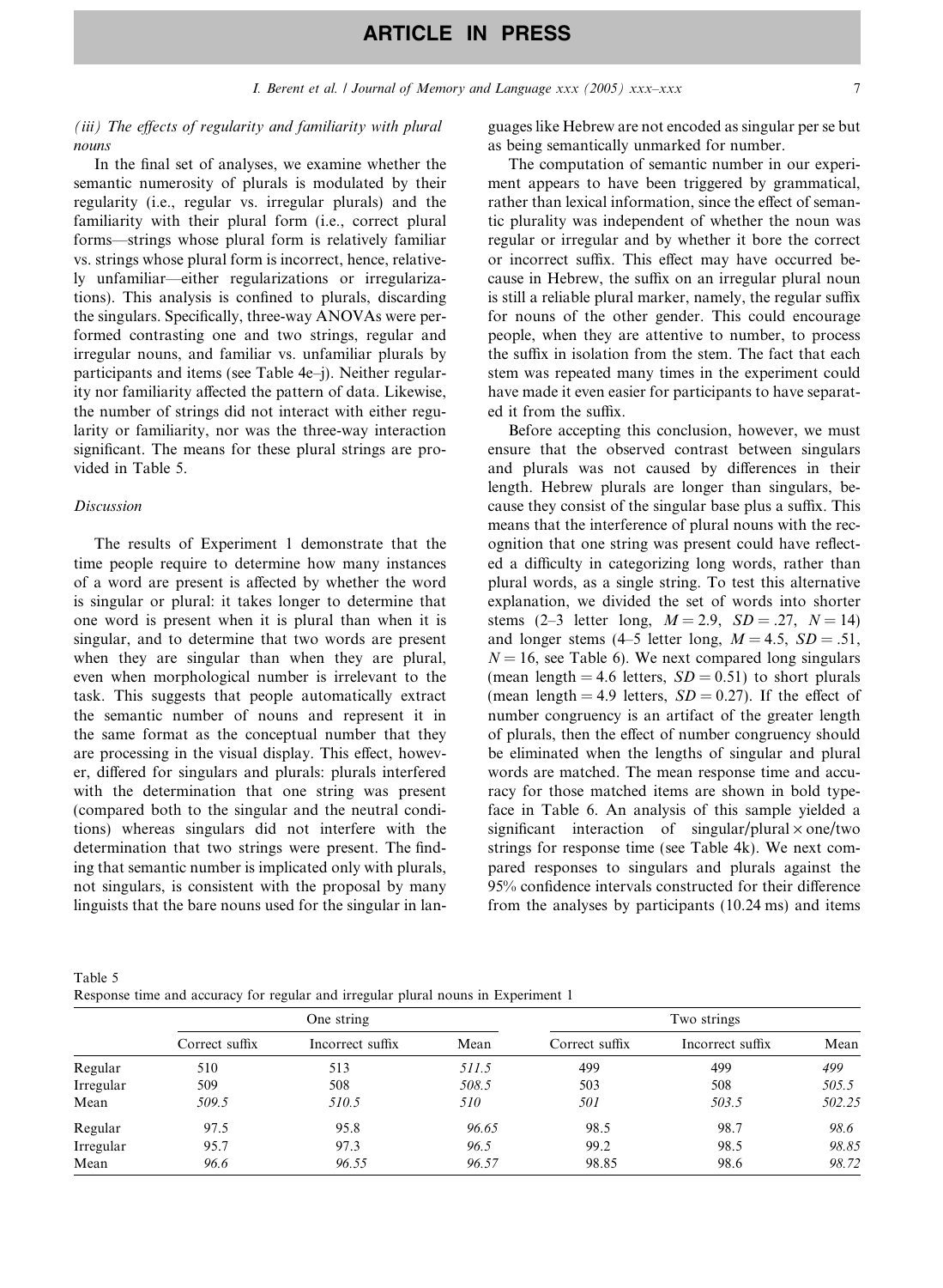*(iii) The effects of regularity and familiarity with plural nouns*

In the final set of analyses, we examine whether the semantic numerosity of plurals is modulated by their regularity (i.e., regular vs. irregular plurals) and the familiarity with their plural form (i.e., correct plural forms—strings whose plural form is relatively familiar vs. strings whose plural form is incorrect, hence, relatively unfamiliar—either regularizations or irregularizations). This analysis is confined to plurals, discarding the singulars. Specifically, three-way ANOVAs were performed contrasting one and two strings, regular and irregular nouns, and familiar vs. unfamiliar plurals by participants and items (see Table 4e–j). Neither regularity nor familiarity affected the pattern of data. Likewise, the number of strings did not interact with either regularity or familiarity, nor was the three-way interaction significant. The means for these plural strings are provided in Table 5.

### *Discussion*

The results of Experiment 1 demonstrate that the time people require to determine how many instances of a word are present is affected by whether the word is singular or plural: it takes longer to determine that one word is present when it is plural than when it is singular, and to determine that two words are present when they are singular than when they are plural, even when morphological number is irrelevant to the task. This suggests that people automatically extract the semantic number of nouns and represent it in the same format as the conceptual number that they are processing in the visual display. This effect, however, differed for singulars and plurals: plurals interfered with the determination that one string was present (compared both to the singular and the neutral conditions) whereas singulars did not interfere with the determination that two strings were present. The finding that semantic number is implicated only with plurals, not singulars, is consistent with the proposal by many linguists that the bare nouns used for the singular in languages like Hebrew are not encoded as singular per se but as being semantically unmarked for number.

The computation of semantic number in our experiment appears to have been triggered by grammatical, rather than lexical information, since the effect of semantic plurality was independent of whether the noun was regular or irregular and by whether it bore the correct or incorrect suffix. This effect may have occurred because in Hebrew, the suffix on an irregular plural noun is still a reliable plural marker, namely, the regular suffix for nouns of the other gender. This could encourage people, when they are attentive to number, to process the suffix in isolation from the stem. The fact that each stem was repeated many times in the experiment could have made it even easier for participants to have separated it from the suffix.

Before accepting this conclusion, however, we must ensure that the observed contrast between singulars and plurals was not caused by differences in their length. Hebrew plurals are longer than singulars, because they consist of the singular base plus a suffix. This means that the interference of plural nouns with the recognition that one string was present could have reflected a difficulty in categorizing long words, rather than plural words, as a single string. To test this alternative explanation, we divided the set of words into shorter stems (2–3 letter long, $M = 2.9$, $SD = .27$, $N = 14$) and longer stems (4–5 letter long, $M = 4.5$, $SD = .51$, $N = 16$, see Table 6). We next compared long singulars (mean length = 4.6 letters, $SD = 0.51$) to short plurals (mean length = 4.9 letters, $SD = 0.27$). If the effect of number congruency is an artifact of the greater length of plurals, then the effect of number congruency should be eliminated when the lengths of singular and plural words are matched. The mean response time and accuracy for those matched items are shown in bold typeface in Table 6. An analysis of this sample yielded a significant interaction of singular/plural × one/two strings for response time (see Table 4k). We next compared responses to singulars and plurals against the 95% confidence intervals constructed for their difference from the analyses by participants (10.24 ms) and items

Table 5
Response time and accuracy for regular and irregular plural nouns in Experiment 1

| | One string | | | Two strings | | |
|---|---|---|---|---|---|---|
| | Correct suffix | Incorrect suffix | Mean | Correct suffix | Incorrect suffix | Mean |
| Regular | 510 | 513 | *511.5* | 499 | 499 | *499* |
| Irregular | 509 | 508 | *508.5* | 503 | 508 | *505.5* |
| Mean | *509.5* | *510.5* | *510* | *501* | *503.5* | *502.25* |
| Regular | 97.5 | 95.8 | *96.65* | 98.5 | 98.7 | *98.6* |
| Irregular | 95.7 | 97.3 | *96.5* | 99.2 | 98.5 | *98.85* |
| Mean | *96.6* | *96.55* | *96.57* | 98.85 | 98.6 | *98.72* |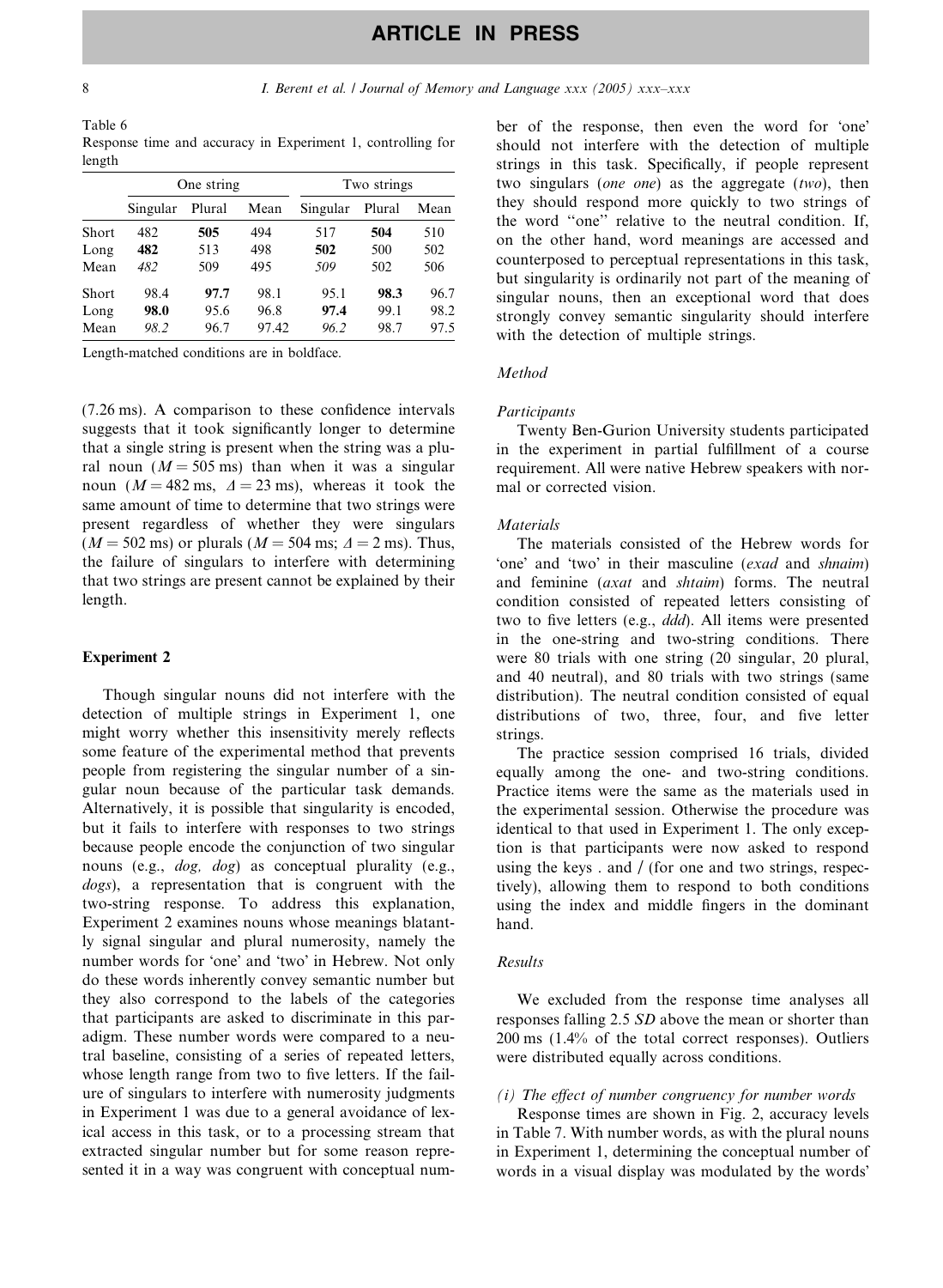Table 6
Response time and accuracy in Experiment 1, controlling for length

| | One string | | | Two strings | | |
|---|---|---|---|---|---|---|
| | Singular | Plural | Mean | Singular | Plural | Mean |
| Short | 482 | **505** | 494 | 517 | **504** | 510 |
| Long | **482** | 513 | 498 | **502** | 500 | 502 |
| Mean | *482* | 509 | 495 | *509* | 502 | 506 |
| Short | 98.4 | **97.7** | 98.1 | 95.1 | **98.3** | 96.7 |
| Long | **98.0** | 95.6 | 96.8 | **97.4** | 99.1 | 98.2 |
| Mean | *98.2* | 96.7 | 97.42 | *96.2* | 98.7 | 97.5 |

Length-matched conditions are in boldface.

(7.26 ms). A comparison to these confidence intervals suggests that it took significantly longer to determine that a single string is present when the string was a plural noun ($M = 505$ ms) than when it was a singular noun ($M = 482$ ms, $\Delta = 23$ ms), whereas it took the same amount of time to determine that two strings were present regardless of whether they were singulars ($M = 502$ ms) or plurals ($M = 504$ ms; $\Delta = 2$ ms). Thus, the failure of singulars to interfere with determining that two strings are present cannot be explained by their length.

## Experiment 2

Though singular nouns did not interfere with the detection of multiple strings in Experiment 1, one might worry whether this insensitivity merely reflects some feature of the experimental method that prevents people from registering the singular number of a singular noun because of the particular task demands. Alternatively, it is possible that singularity is encoded, but it fails to interfere with responses to two strings because people encode the conjunction of two singular nouns (e.g., *dog, dog*) as conceptual plurality (e.g., *dogs*), a representation that is congruent with the two-string response. To address this explanation, Experiment 2 examines nouns whose meanings blatantly signal singular and plural numerosity, namely the number words for 'one' and 'two' in Hebrew. Not only do these words inherently convey semantic number but they also correspond to the labels of the categories that participants are asked to discriminate in this paradigm. These number words were compared to a neutral baseline, consisting of a series of repeated letters, whose length range from two to five letters. If the failure of singulars to interfere with numerosity judgments in Experiment 1 was due to a general avoidance of lexical access in this task, or to a processing stream that extracted singular number but for some reason represented it in a way was congruent with conceptual number of the response, then even the word for 'one' should not interfere with the detection of multiple strings in this task. Specifically, if people represent two singulars (*one one*) as the aggregate (*two*), then they should respond more quickly to two strings of the word ''one'' relative to the neutral condition. If, on the other hand, word meanings are accessed and counterposed to perceptual representations in this task, but singularity is ordinarily not part of the meaning of singular nouns, then an exceptional word that does strongly convey semantic singularity should interfere with the detection of multiple strings.

### Method

#### Participants

Twenty Ben-Gurion University students participated in the experiment in partial fulfillment of a course requirement. All were native Hebrew speakers with normal or corrected vision.

#### Materials

The materials consisted of the Hebrew words for 'one' and 'two' in their masculine (*exad* and *shnaim*) and feminine (*axat* and *shtaim*) forms. The neutral condition consisted of repeated letters consisting of two to five letters (e.g., *ddd*). All items were presented in the one-string and two-string conditions. There were 80 trials with one string (20 singular, 20 plural, and 40 neutral), and 80 trials with two strings (same distribution). The neutral condition consisted of equal distributions of two, three, four, and five letter strings.

The practice session comprised 16 trials, divided equally among the one- and two-string conditions. Practice items were the same as the materials used in the experimental session. Otherwise the procedure was identical to that used in Experiment 1. The only exception is that participants were now asked to respond using the keys . and / (for one and two strings, respectively), allowing them to respond to both conditions using the index and middle fingers in the dominant hand.

### Results

We excluded from the response time analyses all responses falling 2.5 *SD* above the mean or shorter than 200 ms (1.4% of the total correct responses). Outliers were distributed equally across conditions.

#### *(i) The effect of number congruency for number words*

Response times are shown in Fig. 2, accuracy levels in Table 7. With number words, as with the plural nouns in Experiment 1, determining the conceptual number of words in a visual display was modulated by the words'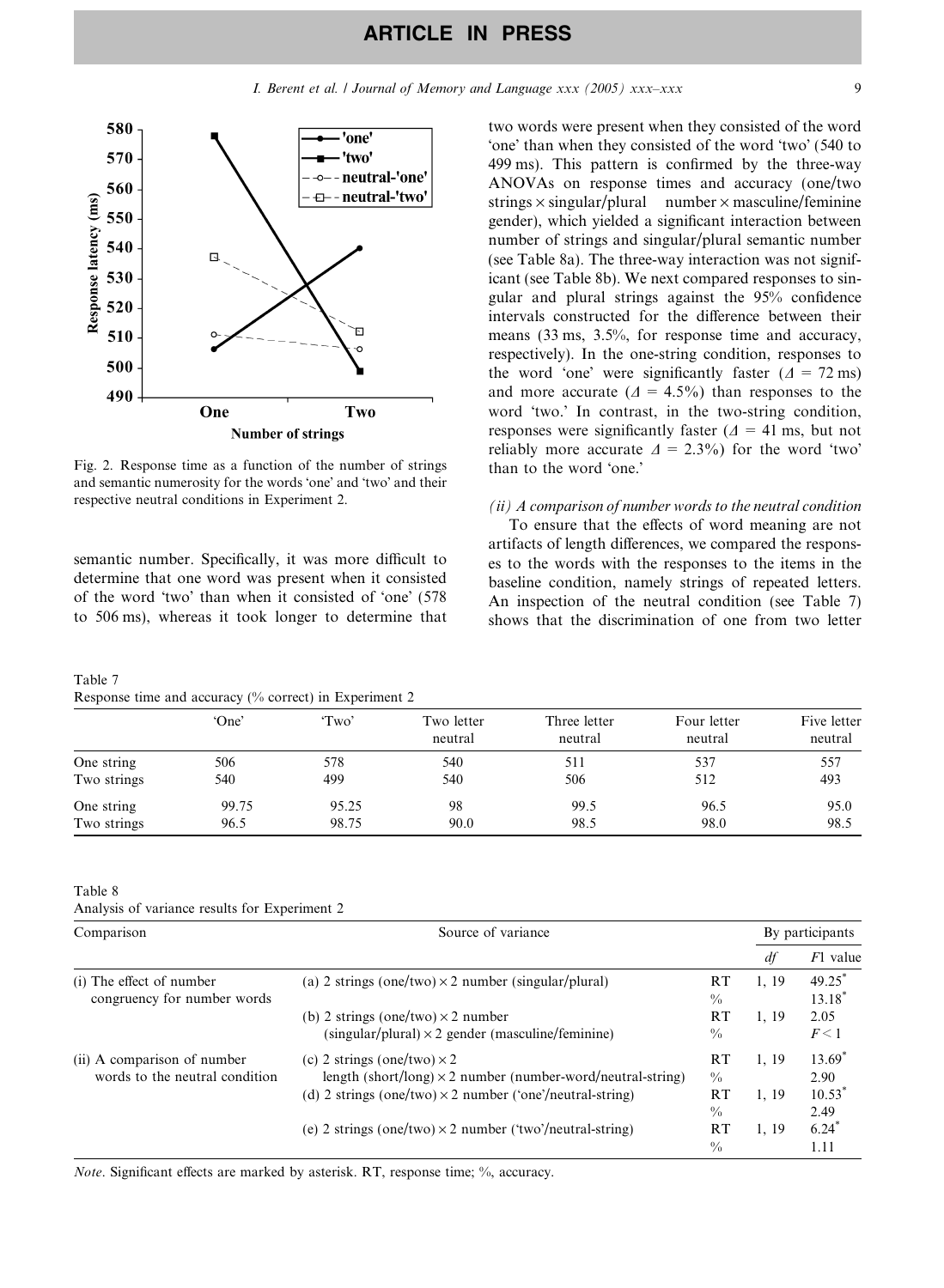Fig. 2. Response time as a function of the number of strings and semantic numerosity for the words 'one' and 'two' and their respective neutral conditions in Experiment 2.

semantic number. Specifically, it was more difficult to determine that one word was present when it consisted of the word 'two' than when it consisted of 'one' (578 to 506 ms), whereas it took longer to determine that two words were present when they consisted of the word 'one' than when they consisted of the word 'two' (540 to 499 ms). This pattern is confirmed by the three-way ANOVAs on response times and accuracy (one/two strings × singular/plural number × masculine/feminine gender), which yielded a significant interaction between number of strings and singular/plural semantic number (see Table 8a). The three-way interaction was not significant (see Table 8b). We next compared responses to singular and plural strings against the 95% confidence intervals constructed for the difference between their means (33 ms, 3.5%, for response time and accuracy, respectively). In the one-string condition, responses to the word 'one' were significantly faster ($\Delta$ = 72 ms) and more accurate ($\Delta$ = 4.5%) than responses to the word 'two.' In contrast, in the two-string condition, responses were significantly faster ($\Delta$ = 41 ms, but not reliably more accurate $\Delta$ = 2.3%) for the word 'two' than to the word 'one.'

*(ii) A comparison of number words to the neutral condition*

To ensure that the effects of word meaning are not artifacts of length differences, we compared the responses to the words with the responses to the items in the baseline condition, namely strings of repeated letters. An inspection of the neutral condition (see Table 7) shows that the discrimination of one from two letter

Table 7
Response time and accuracy (% correct) in Experiment 2

| | 'One' | 'Two' | Two letter neutral | Three letter neutral | Four letter neutral | Five letter neutral |
|---|---|---|---|---|---|---|
| One string | 506 | 578 | 540 | 511 | 537 | 557 |
| Two strings | 540 | 499 | 540 | 506 | 512 | 493 |
| One string | 99.75 | 95.25 | 98 | 99.5 | 96.5 | 95.0 |
| Two strings | 96.5 | 98.75 | 90.0 | 98.5 | 98.0 | 98.5 |

Table 8
Analysis of variance results for Experiment 2

| Comparison | Source of variance | | By participants | |
|---|---|---|---|---|
| | | | *df* | *F*1 value |
| (i) The effect of number congruency for number words | (a) 2 strings (one/two) × 2 number (singular/plural) | RT | 1, 19 | 49.25* |
| | | % | | 13.18* |
| | (b) 2 strings (one/two) × 2 number (singular/plural) × 2 gender (masculine/feminine) | RT | 1, 19 | 2.05 |
| | | % | | $F < 1$ |
| (ii) A comparison of number words to the neutral condition | (c) 2 strings (one/two) × 2 length (short/long) × 2 number (number-word/neutral-string) | RT | 1, 19 | 13.69* |
| | | % | | 2.90 |
| | (d) 2 strings (one/two) × 2 number ('one'/neutral-string) | RT | 1, 19 | 10.53* |
| | | % | | 2.49 |
| | (e) 2 strings (one/two) × 2 number ('two'/neutral-string) | RT | 1, 19 | 6.24* |
| | | % | | 1.11 |

*Note*. Significant effects are marked by asterisk. RT, response time; %, accuracy.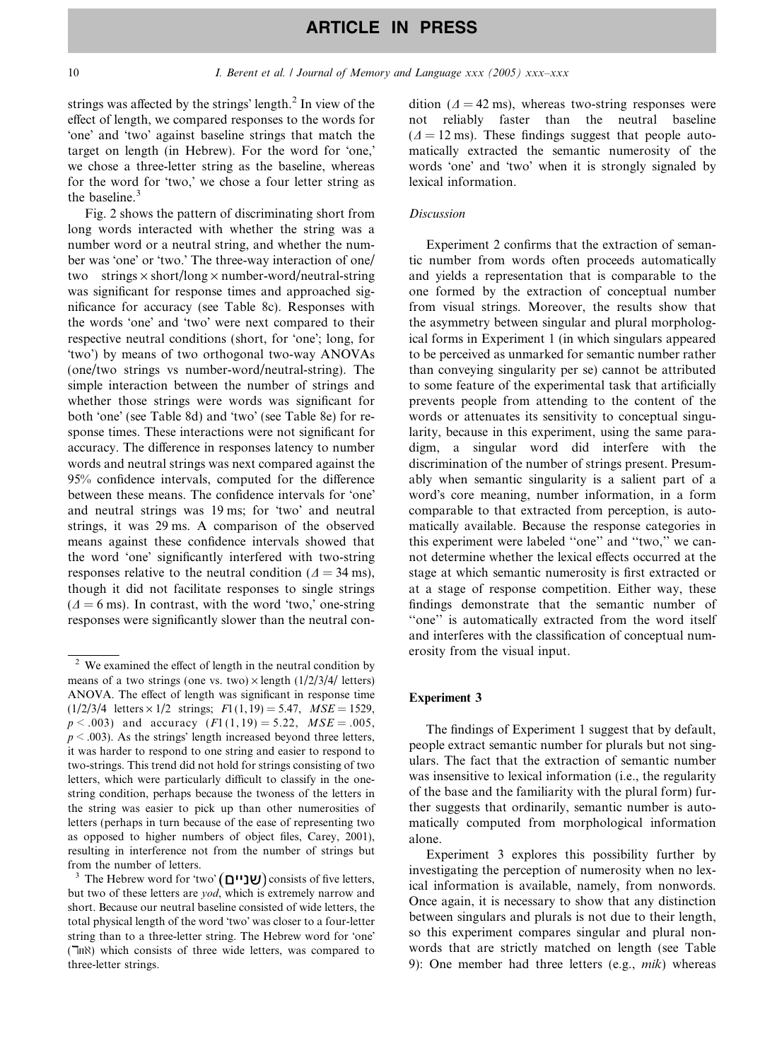strings was affected by the strings' length.[2] In view of the effect of length, we compared responses to the words for 'one' and 'two' against baseline strings that match the target on length (in Hebrew). For the word for 'one,' we chose a three-letter string as the baseline, whereas for the word for 'two,' we chose a four letter string as the baseline.[3]

Fig. 2 shows the pattern of discriminating short from long words interacted with whether the string was a number word or a neutral string, and whether the number was 'one' or 'two.' The three-way interaction of one/two strings × short/long × number-word/neutral-string was significant for response times and approached significance for accuracy (see Table 8c). Responses with the words 'one' and 'two' were next compared to their respective neutral conditions (short, for 'one'; long, for 'two') by means of two orthogonal two-way ANOVAs (one/two strings vs number-word/neutral-string). The simple interaction between the number of strings and whether those strings were words was significant for both 'one' (see Table 8d) and 'two' (see Table 8e) for response times. These interactions were not significant for accuracy. The difference in responses latency to number words and neutral strings was next compared against the 95% confidence intervals, computed for the difference between these means. The confidence intervals for 'one' and neutral strings was 19 ms; for 'two' and neutral strings, it was 29 ms. A comparison of the observed means against these confidence intervals showed that the word 'one' significantly interfered with two-string responses relative to the neutral condition ($\Delta = 34$ ms), though it did not facilitate responses to single strings ($\Delta = 6$ ms). In contrast, with the word 'two,' one-string responses were significantly slower than the neutral condition ($\Delta = 42$ ms), whereas two-string responses were not reliably faster than the neutral baseline ($\Delta = 12$ ms). These findings suggest that people automatically extracted the semantic numerosity of the words 'one' and 'two' when it is strongly signaled by lexical information.

### *Discussion*

Experiment 2 confirms that the extraction of semantic number from words often proceeds automatically and yields a representation that is comparable to the one formed by the extraction of conceptual number from visual strings. Moreover, the results show that the asymmetry between singular and plural morphological forms in Experiment 1 (in which singulars appeared to be perceived as unmarked for semantic number rather than conveying singularity per se) cannot be attributed to some feature of the experimental task that artificially prevents people from attending to the content of the words or attenuates its sensitivity to conceptual singularity, because in this experiment, using the same paradigm, a singular word did interfere with the discrimination of the number of strings present. Presumably when semantic singularity is a salient part of a word's core meaning, number information, in a form comparable to that extracted from perception, is automatically available. Because the response categories in this experiment were labeled "one" and "two," we cannot determine whether the lexical effects occurred at the stage at which semantic numerosity is first extracted or at a stage of response competition. Either way, these findings demonstrate that the semantic number of "one" is automatically extracted from the word itself and interferes with the classification of conceptual numerosity from the visual input.

## Experiment 3

The findings of Experiment 1 suggest that by default, people extract semantic number for plurals but not singulars. The fact that the extraction of semantic number was insensitive to lexical information (i.e., the regularity of the base and the familiarity with the plural form) further suggests that ordinarily, semantic number is automatically computed from morphological information alone.

Experiment 3 explores this possibility further by investigating the perception of numerosity when no lexical information is available, namely, from nonwords. Once again, it is necessary to show that any distinction between singulars and plurals is not due to their length, so this experiment compares singular and plural nonwords that are strictly matched on length (see Table 9): One member had three letters (e.g., *mik*) whereas

---

[2] We examined the effect of length in the neutral condition by means of a two strings (one vs. two) × length (1/2/3/4/ letters) ANOVA. The effect of length was significant in response time (1/2/3/4 letters × 1/2 strings; $F1(1,19) = 5.47$, $MSE = 1529$, $p < .003$) and accuracy ($F1(1,19) = 5.22$, $MSE = .005$, $p < .003$). As the strings' length increased beyond three letters, it was harder to respond to one string and easier to respond to two-strings. This trend did not hold for strings consisting of two letters, which were particularly difficult to classify in the one-string condition, perhaps because the twoness of the letters in the string was easier to pick up than other numerosities of letters (perhaps in turn because of the ease of representing two as opposed to higher numbers of object files, Carey, 2001), resulting in interference not from the number of strings but from the number of letters.

[3] The Hebrew word for 'two' (שניים) consists of five letters, but two of these letters are *yod*, which is extremely narrow and short. Because our neutral baseline consisted of wide letters, the total physical length of the word 'two' was closer to a four-letter string than to a three-letter string. The Hebrew word for 'one' (אחד) which consists of three wide letters, was compared to three-letter strings.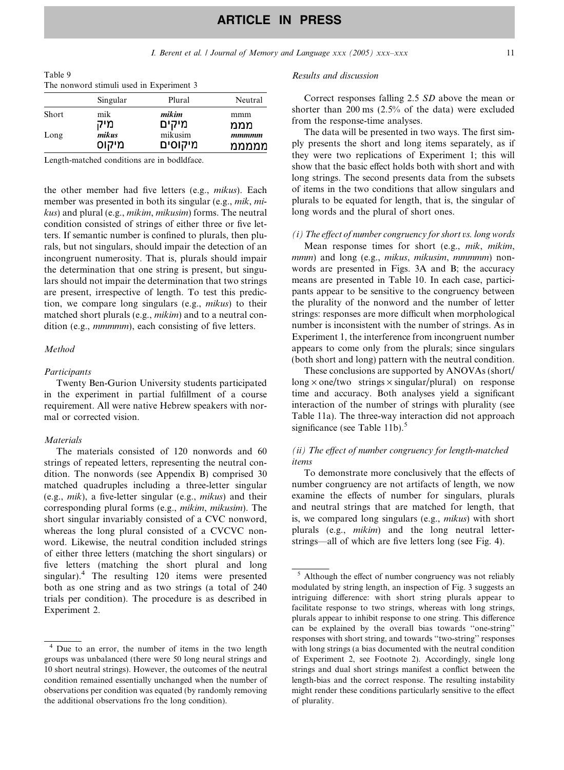Table 9
The nonword stimuli used in Experiment 3

| | Singular | Plural | Neutral |
|---|---|---|---|
| Short | mik<br>מיק | ***mikim***<br>**מיקים** | mmm<br>ממם |
| Long | ***mikus***<br>**מיקוס** | mikusim<br>מיקוסים | ***mmmmm***<br>**מממממ** |

Length-matched conditions are in bodldface.

the other member had five letters (e.g., *mikus*). Each member was presented in both its singular (e.g., *mik*, *mikus*) and plural (e.g., *mikim*, *mikusim*) forms. The neutral condition consisted of strings of either three or five letters. If semantic number is confined to plurals, then plurals, but not singulars, should impair the detection of an incongruent numerosity. That is, plurals should impair the determination that one string is present, but singulars should not impair the determination that two strings are present, irrespective of length. To test this prediction, we compare long singulars (e.g., *mikus*) to their matched short plurals (e.g., *mikim*) and to a neutral condition (e.g., *mmmmm*), each consisting of five letters.

### Method

#### Participants

Twenty Ben-Gurion University students participated in the experiment in partial fulfillment of a course requirement. All were native Hebrew speakers with normal or corrected vision.

#### Materials

The materials consisted of 120 nonwords and 60 strings of repeated letters, representing the neutral condition. The nonwords (see Appendix B) comprised 30 matched quadruples including a three-letter singular (e.g., *mik*), a five-letter singular (e.g., *mikus*) and their corresponding plural forms (e.g., *mikim*, *mikusim*). The short singular invariably consisted of a CVC nonword, whereas the long plural consisted of a CVCVC nonword. Likewise, the neutral condition included strings of either three letters (matching the short singulars) or five letters (matching the short plural and long singular).[4] The resulting 120 items were presented both as one string and as two strings (a total of 240 trials per condition). The procedure is as described in Experiment 2.

### Results and discussion

Correct responses falling 2.5 *SD* above the mean or shorter than 200 ms (2.5% of the data) were excluded from the response-time analyses.

The data will be presented in two ways. The first simply presents the short and long items separately, as if they were two replications of Experiment 1; this will show that the basic effect holds both with short and with long strings. The second presents data from the subsets of items in the two conditions that allow singulars and plurals to be equated for length, that is, the singular of long words and the plural of short ones.

#### *(i) The effect of number congruency for short vs. long words*

Mean response times for short (e.g., *mik*, *mikim*, *mmm*) and long (e.g., *mikus*, *mikusim*, *mmmmm*) nonwords are presented in Figs. 3A and B; the accuracy means are presented in Table 10. In each case, participants appear to be sensitive to the congruency between the plurality of the nonword and the number of letter strings: responses are more difficult when morphological number is inconsistent with the number of strings. As in Experiment 1, the interference from incongruent number appears to come only from the plurals; since singulars (both short and long) pattern with the neutral condition.

These conclusions are supported by ANOVAs (short/long × one/two strings × singular/plural) on response time and accuracy. Both analyses yield a significant interaction of the number of strings with plurality (see Table 11a). The three-way interaction did not approach significance (see Table 11b).[5]

#### *(ii) The effect of number congruency for length-matched items*

To demonstrate more conclusively that the effects of number congruency are not artifacts of length, we now examine the effects of number for singulars, plurals and neutral strings that are matched for length, that is, we compared long singulars (e.g., *mikus*) with short plurals (e.g., *mikim*) and the long neutral letter-strings—all of which are five letters long (see Fig. 4).

---

[4] Due to an error, the number of items in the two length groups was unbalanced (there were 50 long neural strings and 10 short neutral strings). However, the outcomes of the neutral condition remained essentially unchanged when the number of observations per condition was equated (by randomly removing the additional observations fro the long condition).

[5] Although the effect of number congruency was not reliably modulated by string length, an inspection of Fig. 3 suggests an intriguing difference: with short string plurals appear to facilitate response to two strings, whereas with long strings, plurals appear to inhibit response to one string. This difference can be explained by the overall bias towards "one-string" responses with short string, and towards "two-string" responses with long strings (a bias documented with the neutral condition of Experiment 2, see Footnote 2). Accordingly, single long strings and dual short strings manifest a conflict between the length-bias and the correct response. The resulting instability might render these conditions particularly sensitive to the effect of plurality.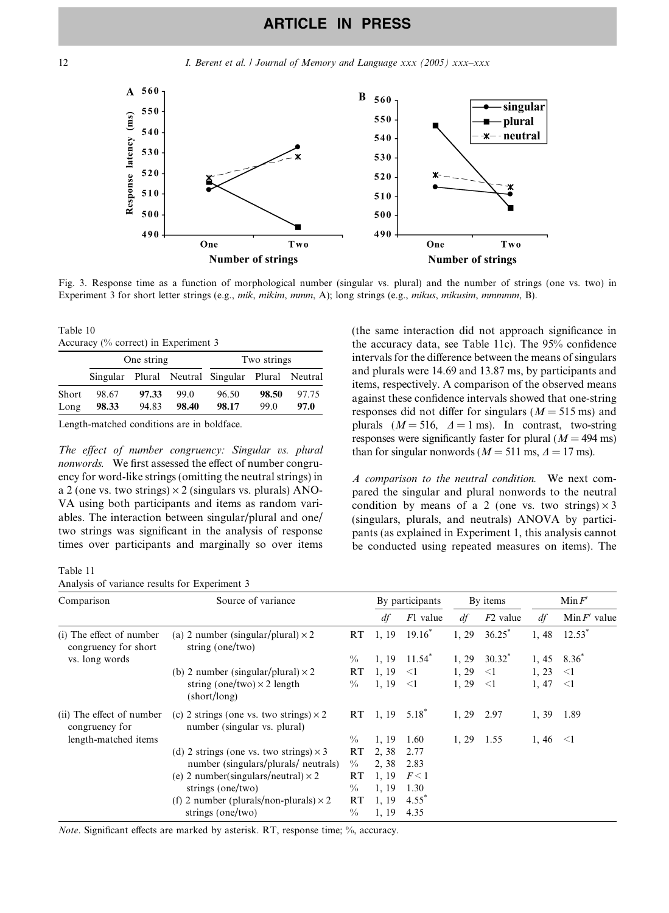Fig. 3. Response time as a function of morphological number (singular vs. plural) and the number of strings (one vs. two) in Experiment 3 for short letter strings (e.g., *mik*, *mikim*, *mmm*, A); long strings (e.g., *mikus*, *mikusim*, *mmmmm*, B).

Table 10
Accuracy (% correct) in Experiment 3

| | One string | | | Two strings | | |
|---|---|---|---|---|---|---|
| | Singular | Plural | Neutral | Singular | Plural | Neutral |
| Short | 98.67 | **97.33** | 99.0 | 96.50 | **98.50** | 97.75 |
| Long | **98.33** | 94.83 | **98.40** | **98.17** | 99.0 | **97.0** |

Length-matched conditions are in boldface.

*The effect of number congruency: Singular vs. plural nonwords.* We first assessed the effect of number congruency for word-like strings (omitting the neutral strings) in a 2 (one vs. two strings) × 2 (singulars vs. plurals) ANOVA using both participants and items as random variables. The interaction between singular/plural and one/two strings was significant in the analysis of response times over participants and marginally so over items (the same interaction did not approach significance in the accuracy data, see Table 11c). The 95% confidence intervals for the difference between the means of singulars and plurals were 14.69 and 13.87 ms, by participants and items, respectively. A comparison of the observed means against these confidence intervals showed that one-string responses did not differ for singulars ($M = 515$ ms) and plurals ($M = 516$, $\Delta = 1$ ms). In contrast, two-string responses were significantly faster for plural ($M = 494$ ms) than for singular nonwords ($M = 511$ ms, $\Delta = 17$ ms).

*A comparison to the neutral condition.* We next compared the singular and plural nonwords to the neutral condition by means of a 2 (one vs. two strings) × 3 (singulars, plurals, and neutrals) ANOVA by participants (as explained in Experiment 1, this analysis cannot be conducted using repeated measures on items). The

Table 11
Analysis of variance results for Experiment 3

| Comparison | Source of variance | | By participants | | By items | | Min $F'$ | |
|---|---|---|---|---|---|---|---|---|
| | | | *df* | $F1$ value | *df* | $F2$ value | *df* | Min $F'$ value |
| (i) The effect of number congruency for short vs. long words | (a) 2 number (singular/plural) × 2 string (one/two) | RT | 1, 19 | 19.16* | 1, 29 | 36.25* | 1, 48 | 12.53* |
| | | % | 1, 19 | 11.54* | 1, 29 | 30.32* | 1, 45 | 8.36* |
| | (b) 2 number (singular/plural) × 2 string (one/two) × 2 length (short/long) | RT | 1, 19 | <1 | 1, 29 | <1 | 1, 23 | <1 |
| | | % | 1, 19 | <1 | 1, 29 | <1 | 1, 47 | <1 |
| (ii) The effect of number congruency for length-matched items | (c) 2 strings (one vs. two strings) × 2 number (singular vs. plural) | RT | 1, 19 | 5.18* | 1, 29 | 2.97 | 1, 39 | 1.89 |
| | | % | 1, 19 | 1.60 | 1, 29 | 1.55 | 1, 46 | <1 |
| | (d) 2 strings (one vs. two strings) × 3 number (singulars/plurals/ neutrals) | RT | 2, 38 | 2.77 | | | | |
| | | % | 2, 38 | 2.83 | | | | |
| | (e) 2 number(singulars/neutral) × 2 strings (one/two) | RT | 1, 19 | $F < 1$ | | | | |
| | | % | 1, 19 | 1.30 | | | | |
| | (f) 2 number (plurals/non-plurals) × 2 strings (one/two) | RT | 1, 19 | 4.55* | | | | |
| | | % | 1, 19 | 4.35 | | | | |

*Note.* Significant effects are marked by asterisk. RT, response time; %, accuracy.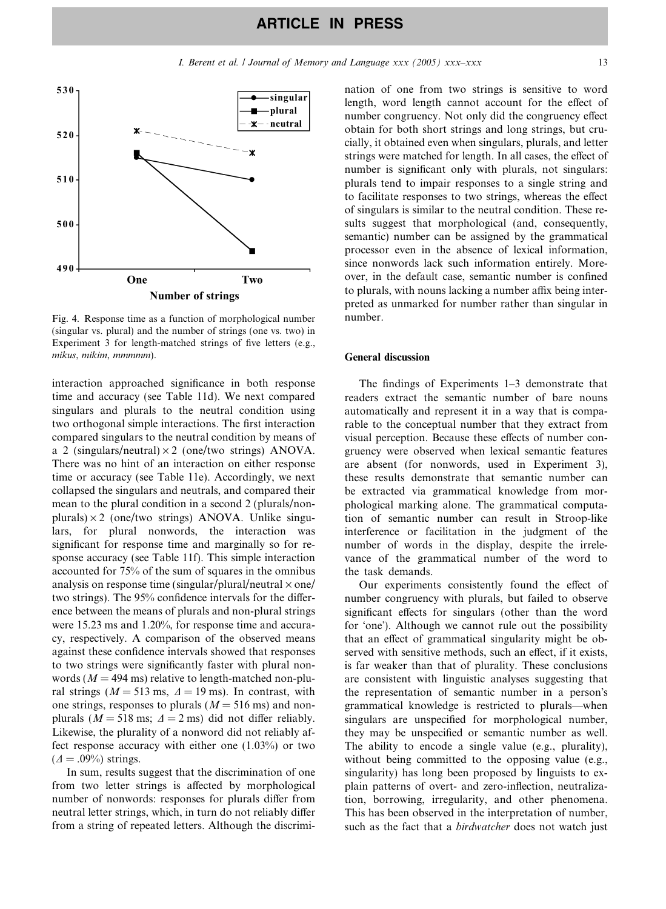530
520
510
500
490
singular
plural
neutral
One
Two
Number of strings

Fig. 4. Response time as a function of morphological number (singular vs. plural) and the number of strings (one vs. two) in Experiment 3 for length-matched strings of five letters (e.g., *mikus*, *mikim*, *mmmmm*).

interaction approached significance in both response time and accuracy (see Table 11d). We next compared singulars and plurals to the neutral condition using two orthogonal simple interactions. The first interaction compared singulars to the neutral condition by means of a 2 (singulars/neutral) × 2 (one/two strings) ANOVA. There was no hint of an interaction on either response time or accuracy (see Table 11e). Accordingly, we next collapsed the singulars and neutrals, and compared their mean to the plural condition in a second 2 (plurals/non-plurals) × 2 (one/two strings) ANOVA. Unlike singulars, for plural nonwords, the interaction was significant for response time and marginally so for response accuracy (see Table 11f). This simple interaction accounted for 75% of the sum of squares in the omnibus analysis on response time (singular/plural/neutral × one/two strings). The 95% confidence intervals for the difference between the means of plurals and non-plural strings were 15.23 ms and 1.20%, for response time and accuracy, respectively. A comparison of the observed means against these confidence intervals showed that responses to two strings were significantly faster with plural nonwords ($M = 494$ ms) relative to length-matched non-plural strings ($M = 513$ ms, $\Delta = 19$ ms). In contrast, with one strings, responses to plurals ($M = 516$ ms) and non-plurals ($M = 518$ ms; $\Delta = 2$ ms) did not differ reliably. Likewise, the plurality of a nonword did not reliably affect response accuracy with either one (1.03%) or two ($\Delta = .09\%$) strings.

In sum, results suggest that the discrimination of one from two letter strings is affected by morphological number of nonwords: responses for plurals differ from neutral letter strings, which, in turn do not reliably differ from a string of repeated letters. Although the discrimination of one from two strings is sensitive to word length, word length cannot account for the effect of number congruency. Not only did the congruency effect obtain for both short strings and long strings, but crucially, it obtained even when singulars, plurals, and letter strings were matched for length. In all cases, the effect of number is significant only with plurals, not singulars: plurals tend to impair responses to a single string and to facilitate responses to two strings, whereas the effect of singulars is similar to the neutral condition. These results suggest that morphological (and, consequently, semantic) number can be assigned by the grammatical processor even in the absence of lexical information, since nonwords lack such information entirely. Moreover, in the default case, semantic number is confined to plurals, with nouns lacking a number affix being interpreted as unmarked for number rather than singular in number.

## General discussion

The findings of Experiments 1–3 demonstrate that readers extract the semantic number of bare nouns automatically and represent it in a way that is comparable to the conceptual number that they extract from visual perception. Because these effects of number congruency were observed when lexical semantic features are absent (for nonwords, used in Experiment 3), these results demonstrate that semantic number can be extracted via grammatical knowledge from morphological marking alone. The grammatical computation of semantic number can result in Stroop-like interference or facilitation in the judgment of the number of words in the display, despite the irrelevance of the grammatical number of the word to the task demands.

Our experiments consistently found the effect of number congruency with plurals, but failed to observe significant effects for singulars (other than the word for 'one'). Although we cannot rule out the possibility that an effect of grammatical singularity might be observed with sensitive methods, such an effect, if it exists, is far weaker than that of plurality. These conclusions are consistent with linguistic analyses suggesting that the representation of semantic number in a person's grammatical knowledge is restricted to plurals—when singulars are unspecified for morphological number, they may be unspecified or semantic number as well. The ability to encode a single value (e.g., plurality), without being committed to the opposing value (e.g., singularity) has long been proposed by linguists to explain patterns of overt- and zero-inflection, neutralization, borrowing, irregularity, and other phenomena. This has been observed in the interpretation of number, such as the fact that a *birdwatcher* does not watch just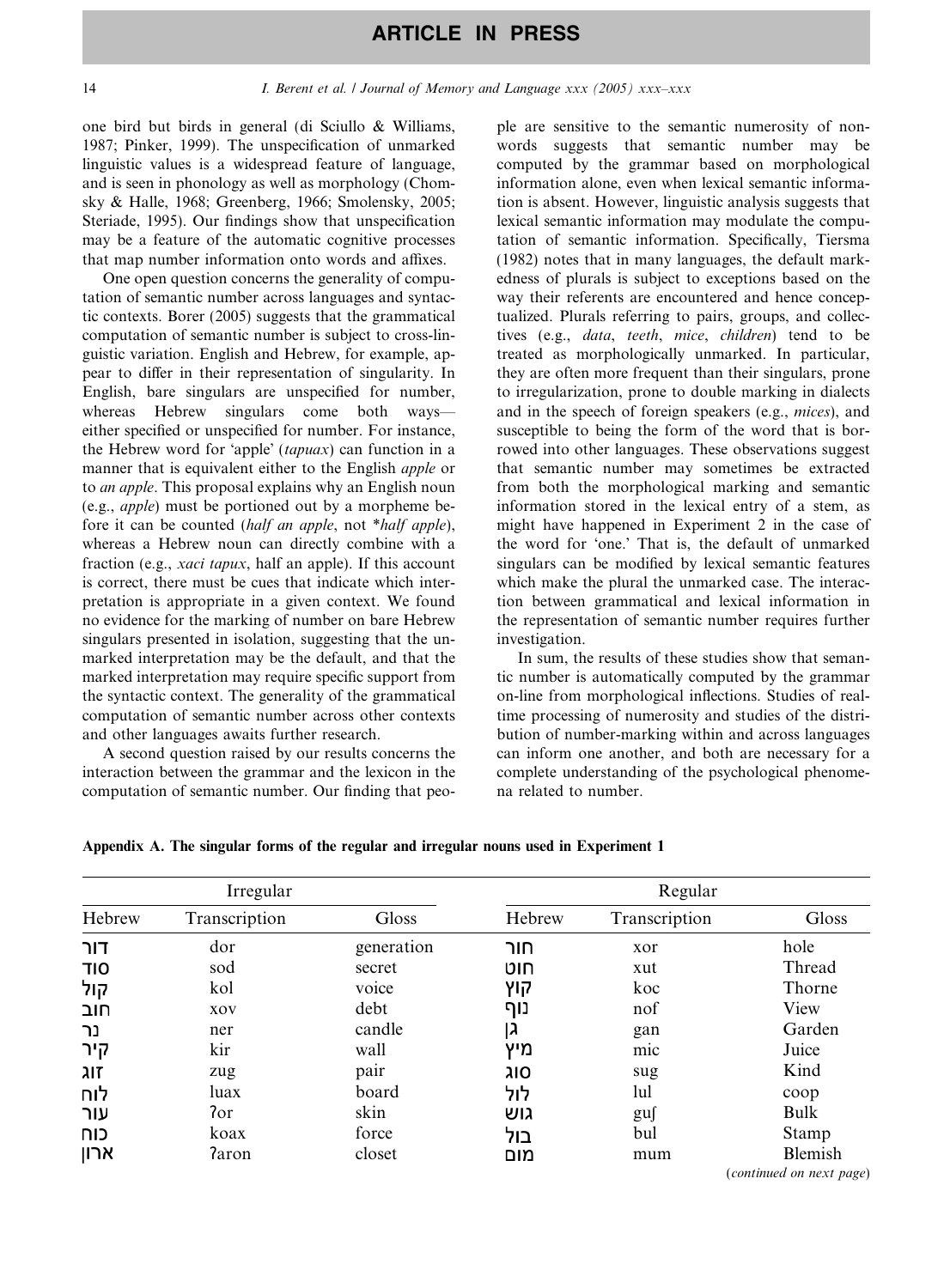one bird but birds in general (di Sciullo & Williams, 1987; Pinker, 1999). The unspecification of unmarked linguistic values is a widespread feature of language, and is seen in phonology as well as morphology (Chomsky & Halle, 1968; Greenberg, 1966; Smolensky, 2005; Steriade, 1995). Our findings show that unspecification may be a feature of the automatic cognitive processes that map number information onto words and affixes.

One open question concerns the generality of computation of semantic number across languages and syntactic contexts. Borer (2005) suggests that the grammatical computation of semantic number is subject to cross-linguistic variation. English and Hebrew, for example, appear to differ in their representation of singularity. In English, bare singulars are unspecified for number, whereas Hebrew singulars come both ways—either specified or unspecified for number. For instance, the Hebrew word for 'apple' (*tapuax*) can function in a manner that is equivalent either to the English *apple* or to *an apple*. This proposal explains why an English noun (e.g., *apple*) must be portioned out by a morpheme before it can be counted (*half an apple*, not **half apple*), whereas a Hebrew noun can directly combine with a fraction (e.g., *xaci tapux*, half an apple). If this account is correct, there must be cues that indicate which interpretation is appropriate in a given context. We found no evidence for the marking of number on bare Hebrew singulars presented in isolation, suggesting that the unmarked interpretation may be the default, and that the marked interpretation may require specific support from the syntactic context. The generality of the grammatical computation of semantic number across other contexts and other languages awaits further research.

A second question raised by our results concerns the interaction between the grammar and the lexicon in the computation of semantic number. Our finding that people are sensitive to the semantic numerosity of nonwords suggests that semantic number may be computed by the grammar based on morphological information alone, even when lexical semantic information is absent. However, linguistic analysis suggests that lexical semantic information may modulate the computation of semantic information. Specifically, Tiersma (1982) notes that in many languages, the default markedness of plurals is subject to exceptions based on the way their referents are encountered and hence conceptualized. Plurals referring to pairs, groups, and collectives (e.g., *data*, *teeth*, *mice*, *children*) tend to be treated as morphologically unmarked. In particular, they are often more frequent than their singulars, prone to irregularization, prone to double marking in dialects and in the speech of foreign speakers (e.g., *mices*), and susceptible to being the form of the word that is borrowed into other languages. These observations suggest that semantic number may sometimes be extracted from both the morphological marking and semantic information stored in the lexical entry of a stem, as might have happened in Experiment 2 in the case of the word for 'one.' That is, the default of unmarked singulars can be modified by lexical semantic features which make the plural the unmarked case. The interaction between grammatical and lexical information in the representation of semantic number requires further investigation.

In sum, the results of these studies show that semantic number is automatically computed by the grammar on-line from morphological inflections. Studies of real-time processing of numerosity and studies of the distribution of number-marking within and across languages can inform one another, and both are necessary for a complete understanding of the psychological phenomena related to number.

## Appendix A. The singular forms of the regular and irregular nouns used in Experiment 1

| Irregular | | | Regular | | |
|---|---|---|---|---|---|
| Hebrew | Transcription | Gloss | Hebrew | Transcription | Gloss |
| דור | dor | generation | חור | xor | hole |
| סוד | sod | secret | חוט | xut | Thread |
| קול | kol | voice | קוץ | koc | Thorne |
| חוב | xov | debt | נוף | nof | View |
| נר | ner | candle | גן | gan | Garden |
| קיר | kir | wall | מיץ | mic | Juice |
| זוג | zug | pair | סוג | sug | Kind |
| לוח | luax | board | לול | lul | coop |
| עור | ʔor | skin | גוש | guʃ | Bulk |
| כוח | koax | force | בול | bul | Stamp |
| ארון | ʔaron | closet | מום | mum | Blemish |

(*continued on next page*)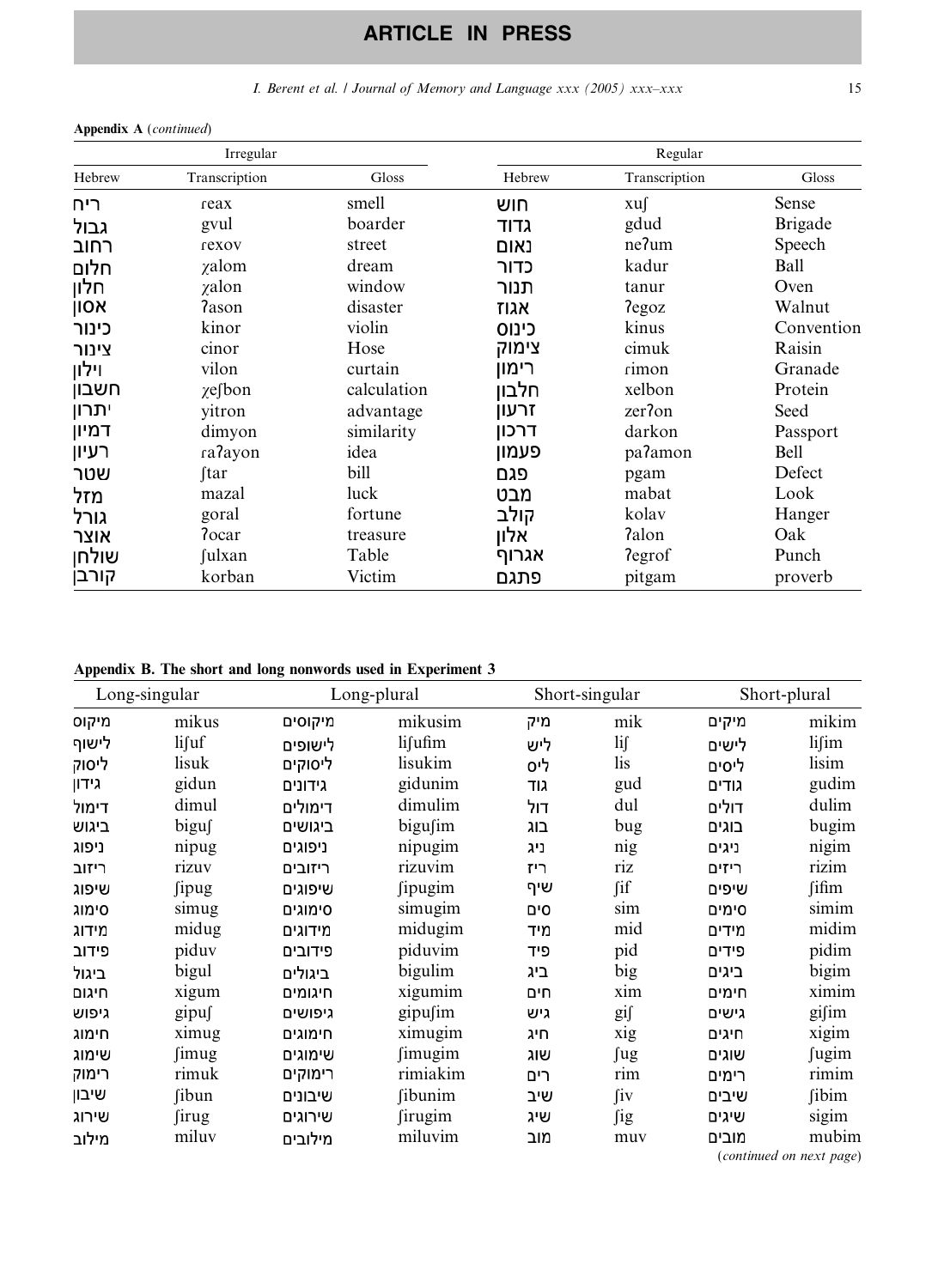**Appendix A** (*continued*)

| Irregular | | | Regular | | |
|---|---|---|---|---|---|
| Hebrew | Transcription | Gloss | Hebrew | Transcription | Gloss |
| ריח | ɾeax | smell | חוש | xuʃ | Sense |
| גבול | gvul | boarder | גדוד | gdud | Brigade |
| רחוב | ɾexov | street | נאום | neʔum | Speech |
| חלום | χalom | dream | כדור | kadur | Ball |
| חלון | χalon | window | תנור | tanur | Oven |
| אסון | ʔason | disaster | אגוז | ʔegoz | Walnut |
| כינור | kinor | violin | כינוס | kinus | Convention |
| צינור | cinor | Hose | צימוק | cimuk | Raisin |
| וילון | vilon | curtain | רימון | ɾimon | Granade |
| חשבון | χeʃbon | calculation | חלבון | xelbon | Protein |
| יתרון | yitron | advantage | זרעון | zerʔon | Seed |
| דמיון | dimyon | similarity | דרכון | darkon | Passport |
| רעיון | ɾaʔayon | idea | פעמון | paʔamon | Bell |
| שטר | ʃtar | bill | פגם | pgam | Defect |
| מזל | mazal | luck | מבט | mabat | Look |
| גורל | goral | fortune | קולב | kolav | Hanger |
| אוצר | ʔocar | treasure | אלון | ʔalon | Oak |
| שולחן | ʃulxan | Table | אגרוף | ʔegrof | Punch |
| קורבן | korban | Victim | פתגם | pitgam | proverb |

**Appendix B. The short and long nonwords used in Experiment 3**

| Long-singular | | Long-plural | | Short-singular | | Short-plural | |
|---|---|---|---|---|---|---|---|
| מיקוס | mikus | מיקוסים | mikusim | מיק | mik | מיקים | mikim |
| לישוף | liʃuf | לישופים | liʃufim | ליש | liʃ | לישים | liʃim |
| ליסוק | lisuk | ליסוקים | lisukim | ליס | lis | ליסים | lisim |
| גידון | gidun | גידונים | gidunim | גוד | gud | גודים | gudim |
| דימול | dimul | דימולים | dimulim | דול | dul | דולים | dulim |
| ביגוש | biguʃ | ביגושים | biguʃim | בוג | bug | בוגים | bugim |
| ניפוג | nipug | ניפוגים | nipugim | ניג | nig | ניגים | nigim |
| ריזוב | rizuv | ריזובים | rizuvim | ריז | riz | ריזים | rizim |
| שיפוג | ʃipug | שיפוגים | ʃipugim | שיף | ʃif | שיפים | ʃifim |
| סימוג | simug | סימוגים | simugim | סים | sim | סימים | simim |
| מידוג | midug | מידוגים | midugim | מיד | mid | מידים | midim |
| פידוב | piduv | פידובים | piduvim | פיד | pid | פידים | pidim |
| ביגול | bigul | ביגולים | bigulim | ביג | big | ביגים | bigim |
| חיגום | xigum | חיגומים | xigumim | חים | xim | חימים | ximim |
| גיפוש | gipuʃ | גיפושים | gipuʃim | גיש | giʃ | גישים | giʃim |
| חימוג | ximug | חימוגים | ximugim | חיג | xig | חיגים | xigim |
| שימוג | ʃimug | שימוגים | ʃimugim | שוג | ʃug | שוגים | ʃugim |
| רימוק | rimuk | רימוקים | rimiakim | רים | rim | רימים | rimim |
| שיבון | ʃibun | שיבונים | ʃibunim | שיב | ʃiv | שיבים | ʃibim |
| שירוג | ʃirug | שירוגים | ʃirugim | שיג | ʃig | שיגים | sigim |
| מילוב | miluv | מילובים | miluvim | מוב | muv | מובים | mubim |

(*continued on next page*)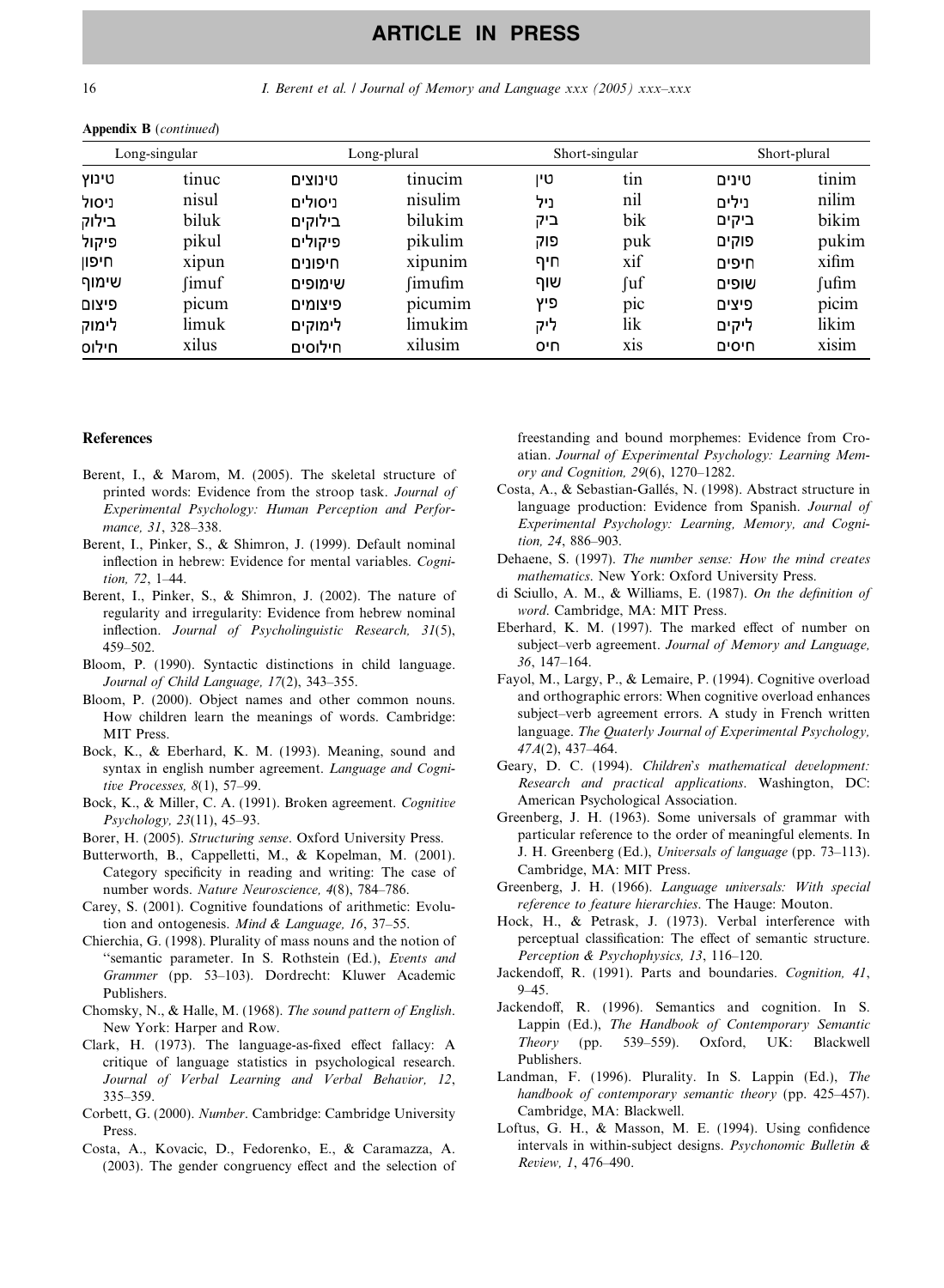**Appendix B** (*continued*)

| Long-singular | | Long-plural | | Short-singular | | Short-plural | |
|---|---|---|---|---|---|---|---|
| טינוץ | tinuc | טינוצים | tinucim | טין | tin | טינים | tinim |
| ניסול | nisul | ניסולים | nisulim | ניל | nil | נילים | nilim |
| בילוק | biluk | בילוקים | bilukim | ביק | bik | ביקים | bikim |
| פיקול | pikul | פיקולים | pikulim | פוק | puk | פוקים | pukim |
| חיפון | xipun | חיפונים | xipunim | חיף | xif | חיפים | xifim |
| שימוף | ʃimuf | שימופים | ʃimufim | שוף | ʃuf | שופים | ʃufim |
| פיצום | picum | פיצומים | picumim | פיץ | pic | פיצים | picim |
| לימוק | limuk | לימוקים | limukim | ליק | lik | ליקים | likim |
| חילוס | xilus | חילוסים | xilusim | חיס | xis | חיסים | xisim |

## References

Berent, I., & Marom, M. (2005). The skeletal structure of printed words: Evidence from the stroop task. *Journal of Experimental Psychology: Human Perception and Performance, 31*, 328–338.

Berent, I., Pinker, S., & Shimron, J. (1999). Default nominal inflection in hebrew: Evidence for mental variables. *Cognition, 72*, 1–44.

Berent, I., Pinker, S., & Shimron, J. (2002). The nature of regularity and irregularity: Evidence from hebrew nominal inflection. *Journal of Psycholinguistic Research, 31*(5), 459–502.

Bloom, P. (1990). Syntactic distinctions in child language. *Journal of Child Language, 17*(2), 343–355.

Bloom, P. (2000). Object names and other common nouns. How children learn the meanings of words. Cambridge: MIT Press.

Bock, K., & Eberhard, K. M. (1993). Meaning, sound and syntax in english number agreement. *Language and Cognitive Processes, 8*(1), 57–99.

Bock, K., & Miller, C. A. (1991). Broken agreement. *Cognitive Psychology, 23*(11), 45–93.

Borer, H. (2005). *Structuring sense*. Oxford University Press.

Butterworth, B., Cappelletti, M., & Kopelman, M. (2001). Category specificity in reading and writing: The case of number words. *Nature Neuroscience, 4*(8), 784–786.

Carey, S. (2001). Cognitive foundations of arithmetic: Evolution and ontogenesis. *Mind & Language, 16*, 37–55.

Chierchia, G. (1998). Plurality of mass nouns and the notion of "semantic parameter. In S. Rothstein (Ed.), *Events and Grammer* (pp. 53–103). Dordrecht: Kluwer Academic Publishers.

Chomsky, N., & Halle, M. (1968). *The sound pattern of English*. New York: Harper and Row.

Clark, H. (1973). The language-as-fixed effect fallacy: A critique of language statistics in psychological research. *Journal of Verbal Learning and Verbal Behavior, 12*, 335–359.

Corbett, G. (2000). *Number*. Cambridge: Cambridge University Press.

Costa, A., Kovacic, D., Fedorenko, E., & Caramazza, A. (2003). The gender congruency effect and the selection of freestanding and bound morphemes: Evidence from Croatian. *Journal of Experimental Psychology: Learning Memory and Cognition, 29*(6), 1270–1282.

Costa, A., & Sebastian-Gallés, N. (1998). Abstract structure in language production: Evidence from Spanish. *Journal of Experimental Psychology: Learning, Memory, and Cognition, 24*, 886–903.

Dehaene, S. (1997). *The number sense: How the mind creates mathematics*. New York: Oxford University Press.

di Sciullo, A. M., & Williams, E. (1987). *On the definition of word*. Cambridge, MA: MIT Press.

Eberhard, K. M. (1997). The marked effect of number on subject–verb agreement. *Journal of Memory and Language, 36*, 147–164.

Fayol, M., Largy, P., & Lemaire, P. (1994). Cognitive overload and orthographic errors: When cognitive overload enhances subject–verb agreement errors. A study in French written language. *The Quaterly Journal of Experimental Psychology, 47A*(2), 437–464.

Geary, D. C. (1994). *Children's mathematical development: Research and practical applications*. Washington, DC: American Psychological Association.

Greenberg, J. H. (1963). Some universals of grammar with particular reference to the order of meaningful elements. In J. H. Greenberg (Ed.), *Universals of language* (pp. 73–113). Cambridge, MA: MIT Press.

Greenberg, J. H. (1966). *Language universals: With special reference to feature hierarchies*. The Hauge: Mouton.

Hock, H., & Petrask, J. (1973). Verbal interference with perceptual classification: The effect of semantic structure. *Perception & Psychophysics, 13*, 116–120.

Jackendoff, R. (1991). Parts and boundaries. *Cognition, 41*, 9–45.

Jackendoff, R. (1996). Semantics and cognition. In S. Lappin (Ed.), *The Handbook of Contemporary Semantic Theory* (pp. 539–559). Oxford, UK: Blackwell Publishers.

Landman, F. (1996). Plurality. In S. Lappin (Ed.), *The handbook of contemporary semantic theory* (pp. 425–457). Cambridge, MA: Blackwell.

Loftus, G. H., & Masson, M. E. (1994). Using confidence intervals in within-subject designs. *Psychonomic Bulletin & Review, 1*, 476–490.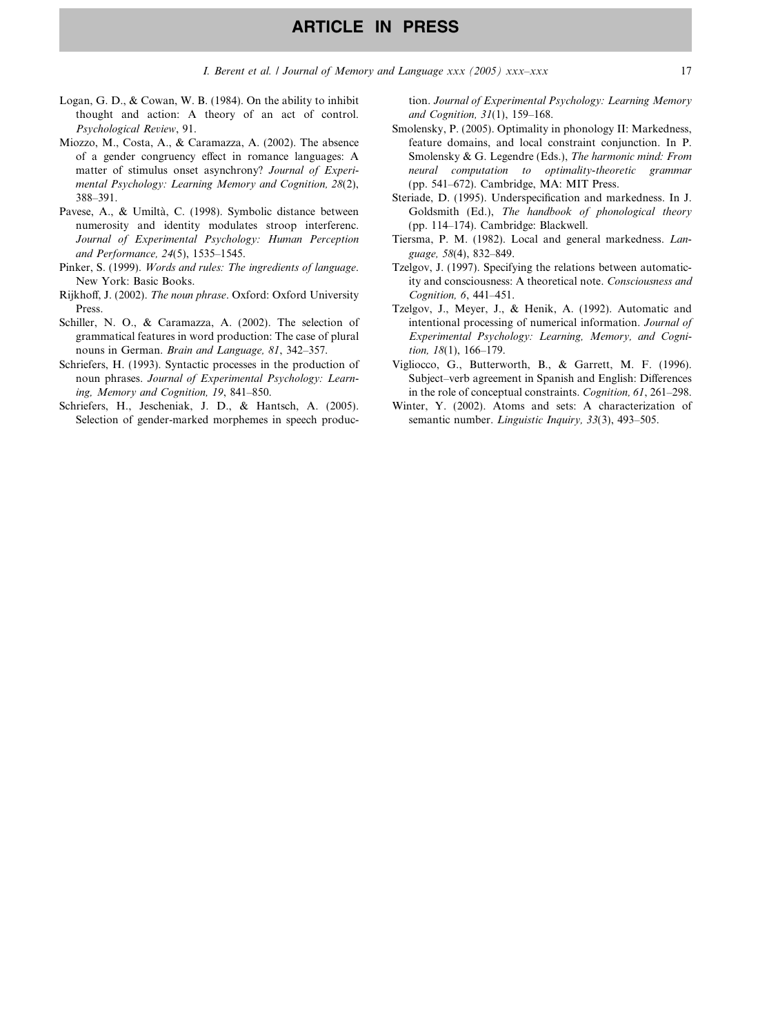Logan, G. D., & Cowan, W. B. (1984). On the ability to inhibit thought and action: A theory of an act of control. *Psychological Review*, 91.

Miozzo, M., Costa, A., & Caramazza, A. (2002). The absence of a gender congruency effect in romance languages: A matter of stimulus onset asynchrony? *Journal of Experimental Psychology: Learning Memory and Cognition, 28*(2), 388–391.

Pavese, A., & Umiltà, C. (1998). Symbolic distance between numerosity and identity modulates stroop interferenc. *Journal of Experimental Psychology: Human Perception and Performance, 24*(5), 1535–1545.

Pinker, S. (1999). *Words and rules: The ingredients of language*. New York: Basic Books.

Rijkhoff, J. (2002). *The noun phrase*. Oxford: Oxford University Press.

Schiller, N. O., & Caramazza, A. (2002). The selection of grammatical features in word production: The case of plural nouns in German. *Brain and Language, 81*, 342–357.

Schriefers, H. (1993). Syntactic processes in the production of noun phrases. *Journal of Experimental Psychology: Learning, Memory and Cognition, 19*, 841–850.

Schriefers, H., Jescheniak, J. D., & Hantsch, A. (2005). Selection of gender-marked morphemes in speech production. *Journal of Experimental Psychology: Learning Memory and Cognition, 31*(1), 159–168.

Smolensky, P. (2005). Optimality in phonology II: Markedness, feature domains, and local constraint conjunction. In P. Smolensky & G. Legendre (Eds.), *The harmonic mind: From neural computation to optimality-theoretic grammar* (pp. 541–672). Cambridge, MA: MIT Press.

Steriade, D. (1995). Underspecification and markedness. In J. Goldsmith (Ed.), *The handbook of phonological theory* (pp. 114–174). Cambridge: Blackwell.

Tiersma, P. M. (1982). Local and general markedness. *Language, 58*(4), 832–849.

Tzelgov, J. (1997). Specifying the relations between automaticity and consciousness: A theoretical note. *Consciousness and Cognition, 6*, 441–451.

Tzelgov, J., Meyer, J., & Henik, A. (1992). Automatic and intentional processing of numerical information. *Journal of Experimental Psychology: Learning, Memory, and Cognition, 18*(1), 166–179.

Vigliocco, G., Butterworth, B., & Garrett, M. F. (1996). Subject–verb agreement in Spanish and English: Differences in the role of conceptual constraints. *Cognition, 61*, 261–298.

Winter, Y. (2002). Atoms and sets: A characterization of semantic number. *Linguistic Inquiry, 33*(3), 493–505.